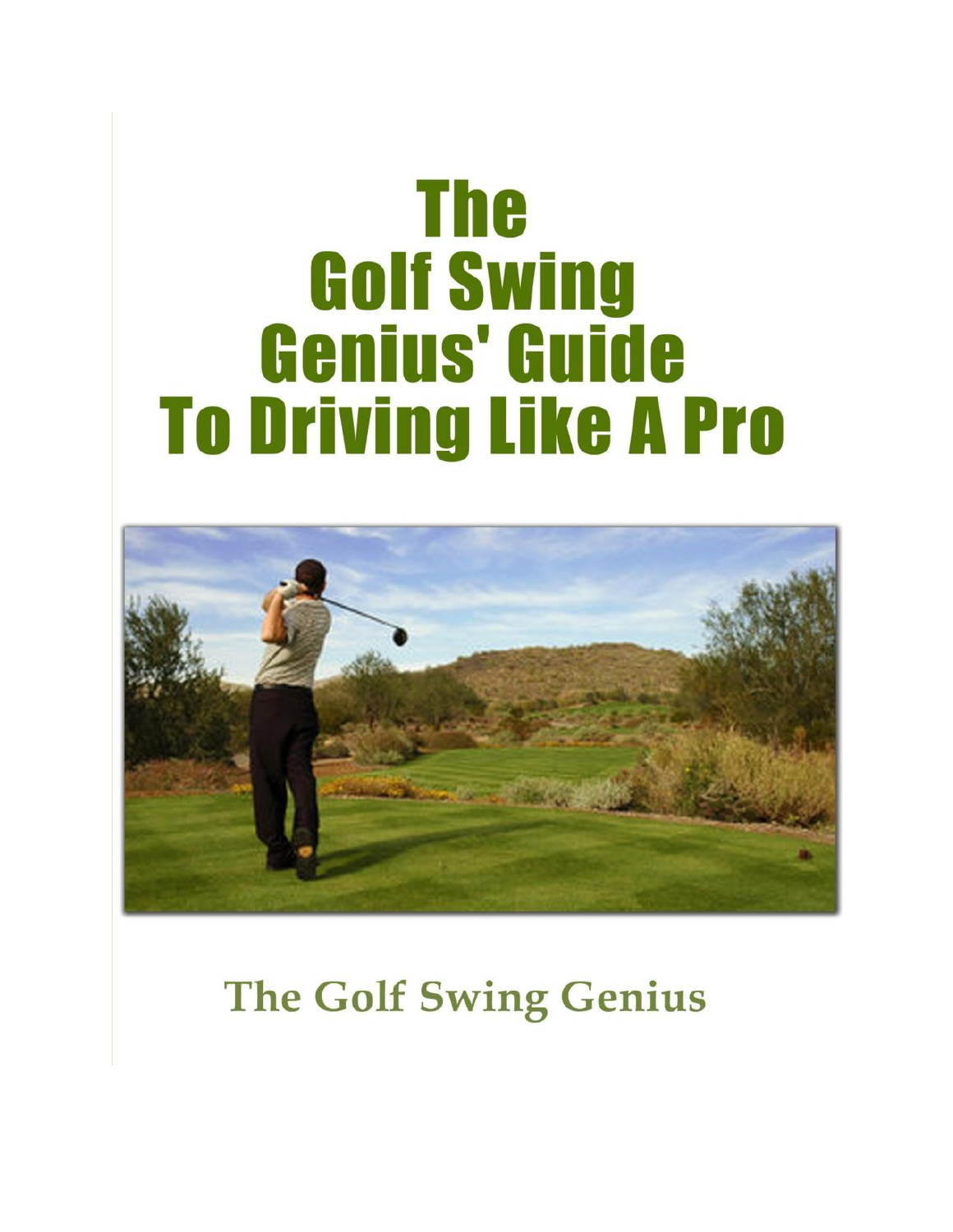# The Golf Swing Genius' Guide To Driving Like A Pro

The Golf Swing Genius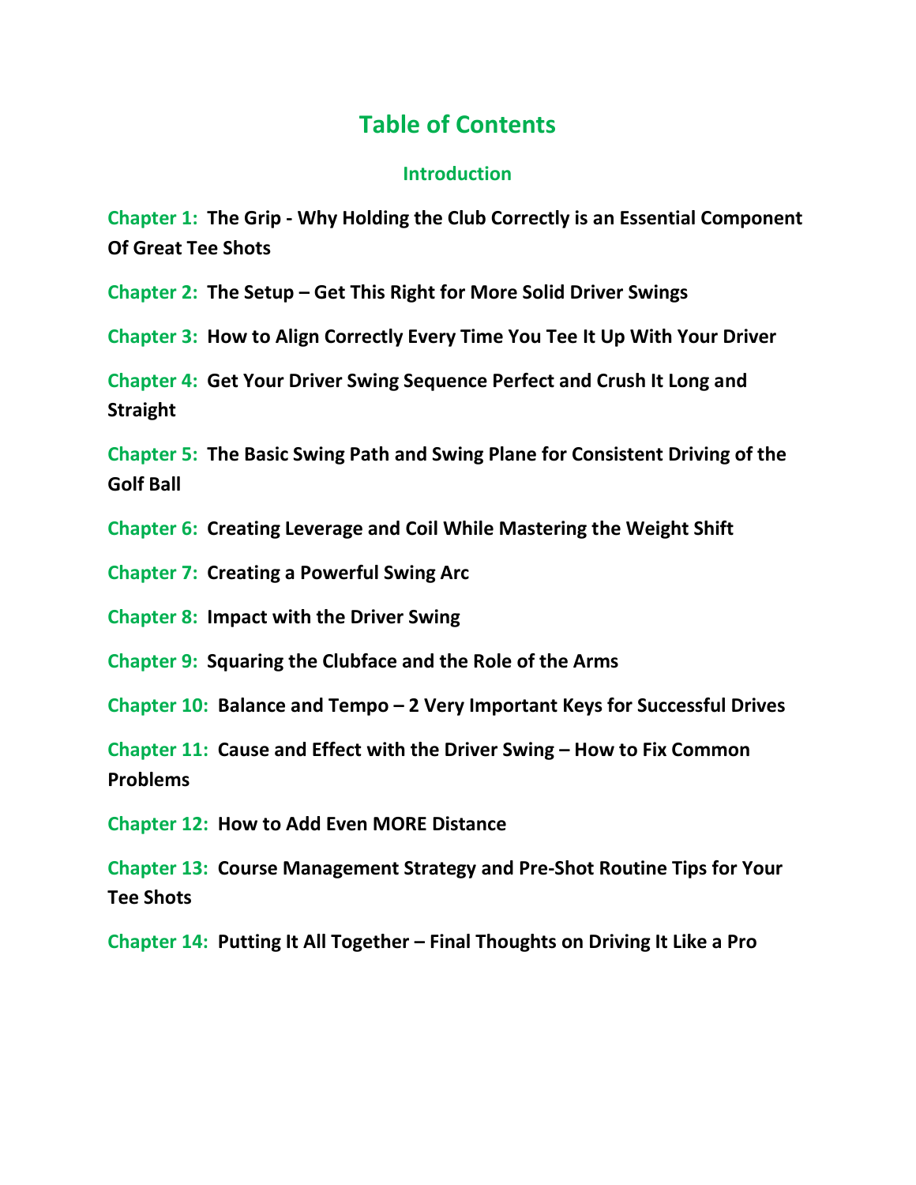# Table of Contents

## Introduction

**Chapter 1: The Grip - Why Holding the Club Correctly is an Essential Component Of Great Tee Shots**

**Chapter 2: The Setup – Get This Right for More Solid Driver Swings**

**Chapter 3: How to Align Correctly Every Time You Tee It Up With Your Driver**

**Chapter 4: Get Your Driver Swing Sequence Perfect and Crush It Long and Straight**

**Chapter 5: The Basic Swing Path and Swing Plane for Consistent Driving of the Golf Ball**

**Chapter 6: Creating Leverage and Coil While Mastering the Weight Shift**

**Chapter 7: Creating a Powerful Swing Arc**

**Chapter 8: Impact with the Driver Swing**

**Chapter 9: Squaring the Clubface and the Role of the Arms**

**Chapter 10: Balance and Tempo – 2 Very Important Keys for Successful Drives**

**Chapter 11: Cause and Effect with the Driver Swing – How to Fix Common Problems**

**Chapter 12: How to Add Even MORE Distance**

**Chapter 13: Course Management Strategy and Pre-Shot Routine Tips for Your Tee Shots**

**Chapter 14: Putting It All Together – Final Thoughts on Driving It Like a Pro**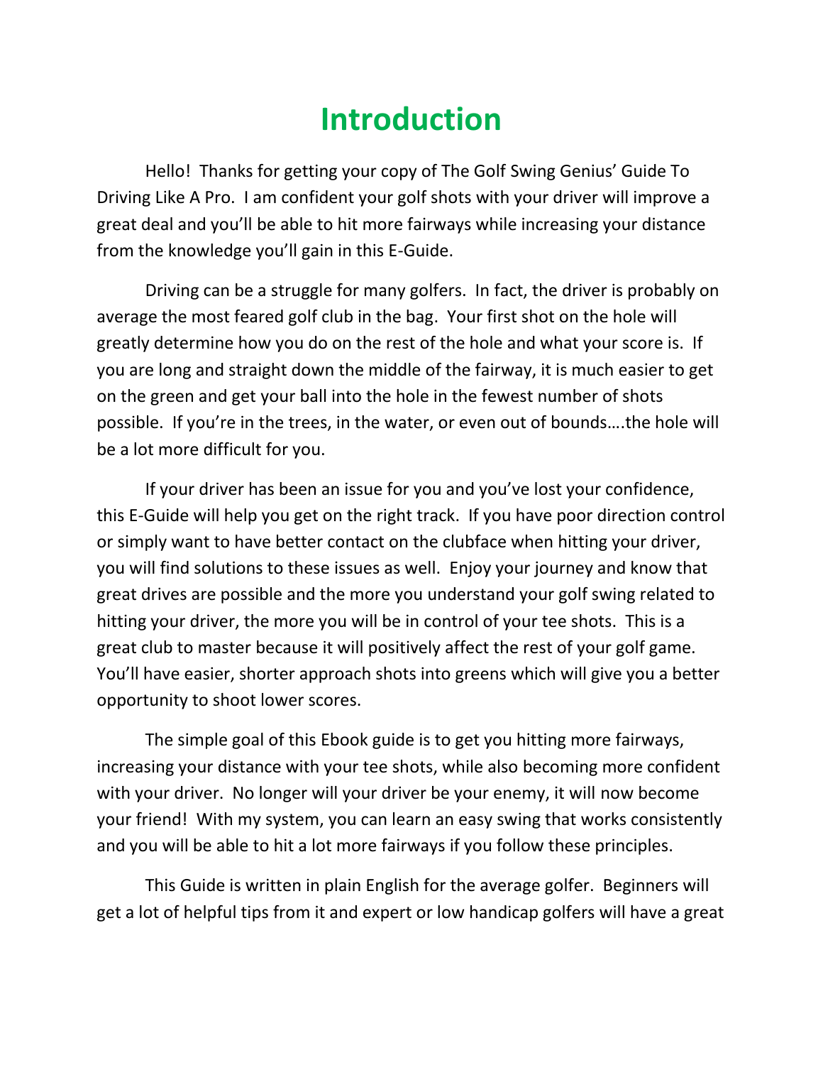# Introduction

Hello! Thanks for getting your copy of The Golf Swing Genius' Guide To Driving Like A Pro. I am confident your golf shots with your driver will improve a great deal and you'll be able to hit more fairways while increasing your distance from the knowledge you'll gain in this E-Guide.

Driving can be a struggle for many golfers. In fact, the driver is probably on average the most feared golf club in the bag. Your first shot on the hole will greatly determine how you do on the rest of the hole and what your score is. If you are long and straight down the middle of the fairway, it is much easier to get on the green and get your ball into the hole in the fewest number of shots possible. If you're in the trees, in the water, or even out of bounds….the hole will be a lot more difficult for you.

If your driver has been an issue for you and you've lost your confidence, this E-Guide will help you get on the right track. If you have poor direction control or simply want to have better contact on the clubface when hitting your driver, you will find solutions to these issues as well. Enjoy your journey and know that great drives are possible and the more you understand your golf swing related to hitting your driver, the more you will be in control of your tee shots. This is a great club to master because it will positively affect the rest of your golf game. You'll have easier, shorter approach shots into greens which will give you a better opportunity to shoot lower scores.

The simple goal of this Ebook guide is to get you hitting more fairways, increasing your distance with your tee shots, while also becoming more confident with your driver. No longer will your driver be your enemy, it will now become your friend! With my system, you can learn an easy swing that works consistently and you will be able to hit a lot more fairways if you follow these principles.

This Guide is written in plain English for the average golfer. Beginners will get a lot of helpful tips from it and expert or low handicap golfers will have a great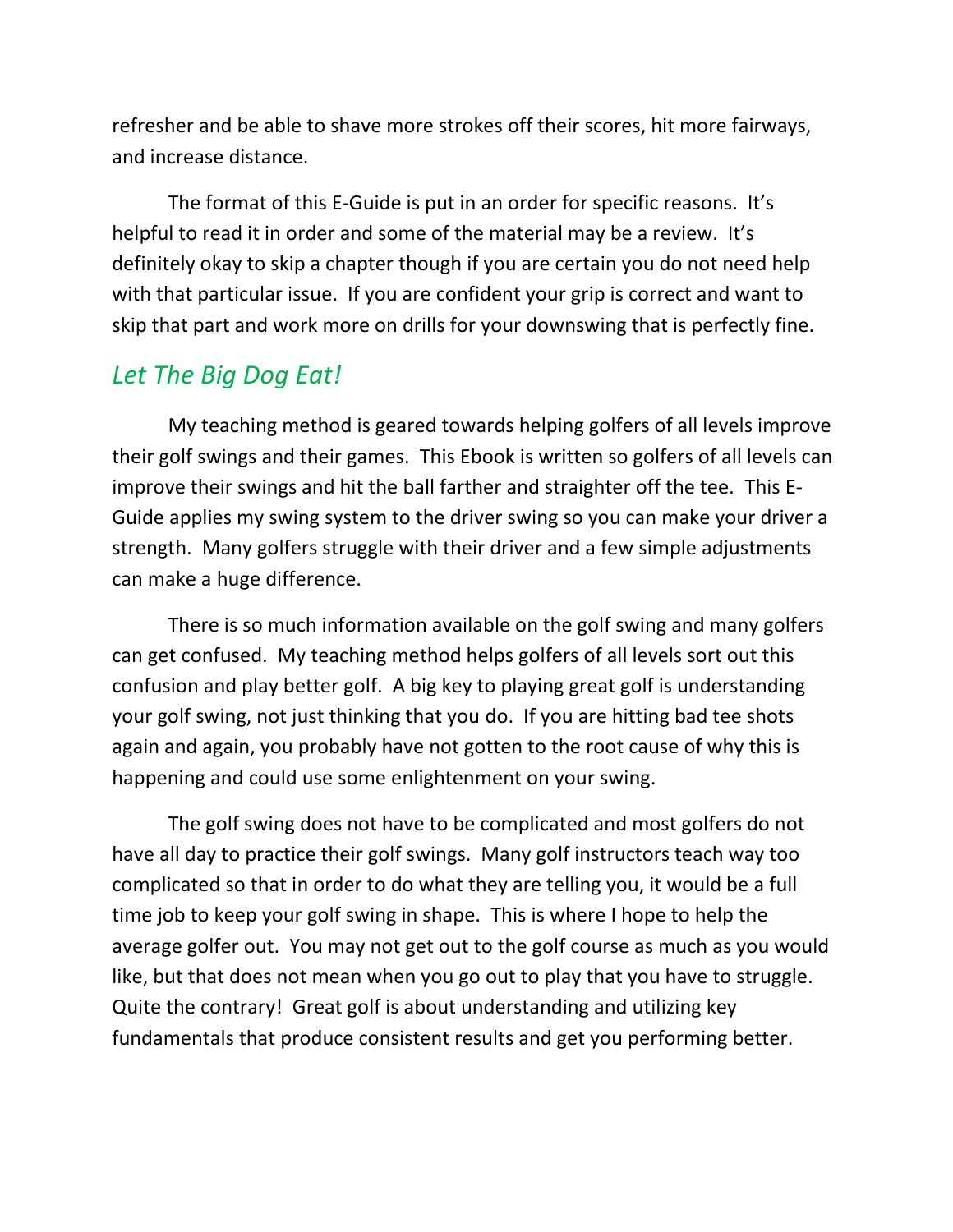refresher and be able to shave more strokes off their scores, hit more fairways, and increase distance.

The format of this E-Guide is put in an order for specific reasons. It's helpful to read it in order and some of the material may be a review. It's definitely okay to skip a chapter though if you are certain you do not need help with that particular issue. If you are confident your grip is correct and want to skip that part and work more on drills for your downswing that is perfectly fine.

## *Let The Big Dog Eat!*

My teaching method is geared towards helping golfers of all levels improve their golf swings and their games. This Ebook is written so golfers of all levels can improve their swings and hit the ball farther and straighter off the tee. This E-Guide applies my swing system to the driver swing so you can make your driver a strength. Many golfers struggle with their driver and a few simple adjustments can make a huge difference.

There is so much information available on the golf swing and many golfers can get confused. My teaching method helps golfers of all levels sort out this confusion and play better golf. A big key to playing great golf is understanding your golf swing, not just thinking that you do. If you are hitting bad tee shots again and again, you probably have not gotten to the root cause of why this is happening and could use some enlightenment on your swing.

The golf swing does not have to be complicated and most golfers do not have all day to practice their golf swings. Many golf instructors teach way too complicated so that in order to do what they are telling you, it would be a full time job to keep your golf swing in shape. This is where I hope to help the average golfer out. You may not get out to the golf course as much as you would like, but that does not mean when you go out to play that you have to struggle. Quite the contrary! Great golf is about understanding and utilizing key fundamentals that produce consistent results and get you performing better.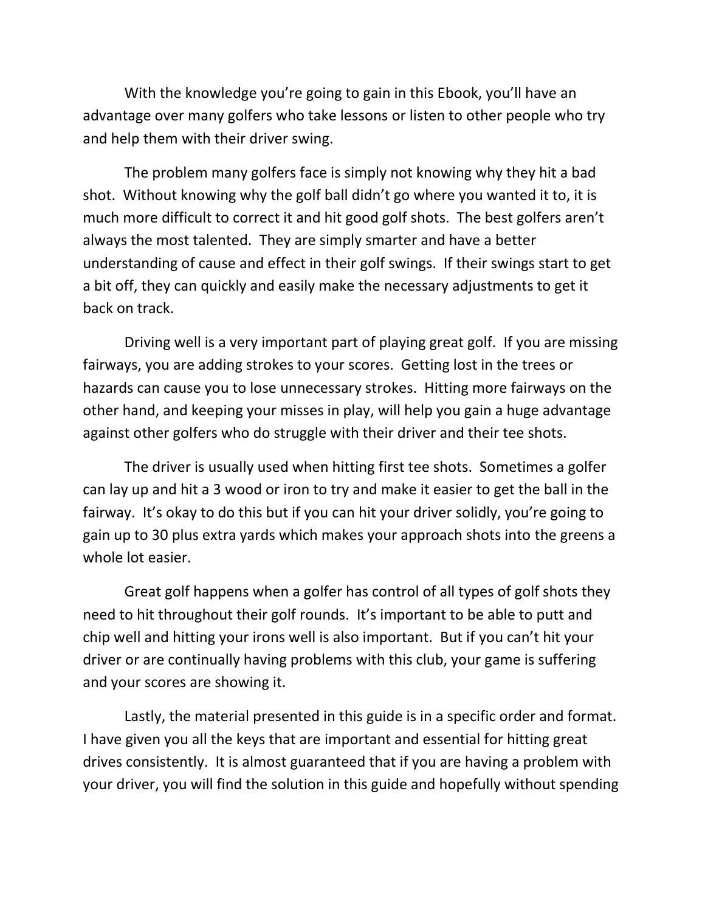With the knowledge you're going to gain in this Ebook, you'll have an advantage over many golfers who take lessons or listen to other people who try and help them with their driver swing.

The problem many golfers face is simply not knowing why they hit a bad shot. Without knowing why the golf ball didn't go where you wanted it to, it is much more difficult to correct it and hit good golf shots. The best golfers aren't always the most talented. They are simply smarter and have a better understanding of cause and effect in their golf swings. If their swings start to get a bit off, they can quickly and easily make the necessary adjustments to get it back on track.

Driving well is a very important part of playing great golf. If you are missing fairways, you are adding strokes to your scores. Getting lost in the trees or hazards can cause you to lose unnecessary strokes. Hitting more fairways on the other hand, and keeping your misses in play, will help you gain a huge advantage against other golfers who do struggle with their driver and their tee shots.

The driver is usually used when hitting first tee shots. Sometimes a golfer can lay up and hit a 3 wood or iron to try and make it easier to get the ball in the fairway. It's okay to do this but if you can hit your driver solidly, you're going to gain up to 30 plus extra yards which makes your approach shots into the greens a whole lot easier.

Great golf happens when a golfer has control of all types of golf shots they need to hit throughout their golf rounds. It's important to be able to putt and chip well and hitting your irons well is also important. But if you can't hit your driver or are continually having problems with this club, your game is suffering and your scores are showing it.

Lastly, the material presented in this guide is in a specific order and format. I have given you all the keys that are important and essential for hitting great drives consistently. It is almost guaranteed that if you are having a problem with your driver, you will find the solution in this guide and hopefully without spending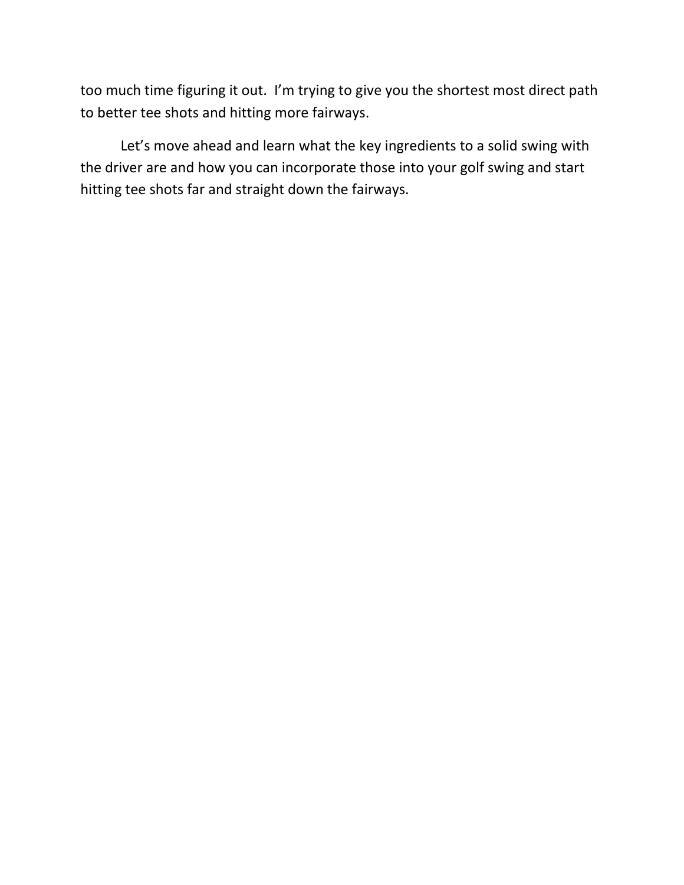too much time figuring it out.  I'm trying to give you the shortest most direct path to better tee shots and hitting more fairways.

Let's move ahead and learn what the key ingredients to a solid swing with the driver are and how you can incorporate those into your golf swing and start hitting tee shots far and straight down the fairways.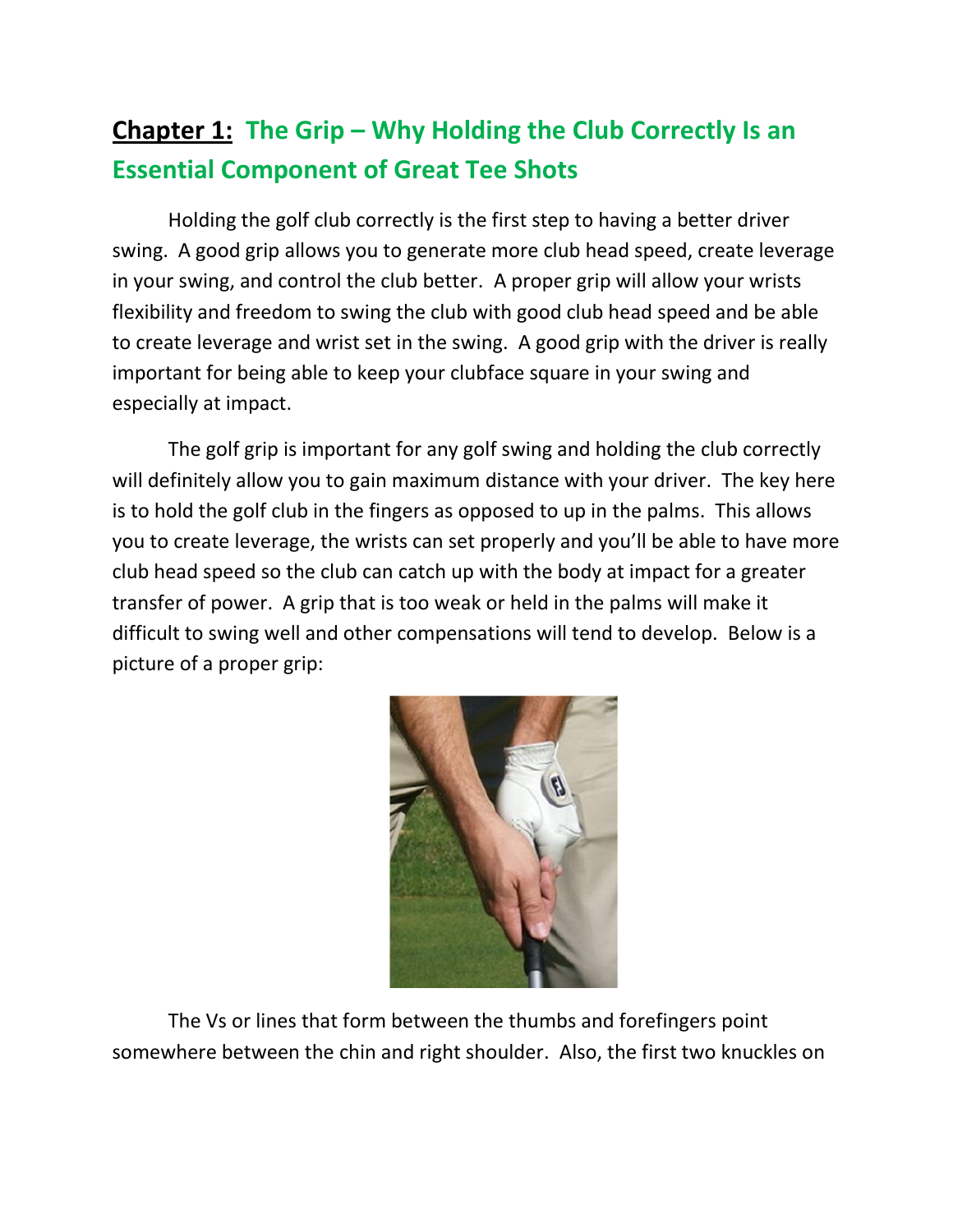## **Chapter 1:** The Grip – Why Holding the Club Correctly Is an Essential Component of Great Tee Shots

Holding the golf club correctly is the first step to having a better driver swing. A good grip allows you to generate more club head speed, create leverage in your swing, and control the club better. A proper grip will allow your wrists flexibility and freedom to swing the club with good club head speed and be able to create leverage and wrist set in the swing. A good grip with the driver is really important for being able to keep your clubface square in your swing and especially at impact.

The golf grip is important for any golf swing and holding the club correctly will definitely allow you to gain maximum distance with your driver. The key here is to hold the golf club in the fingers as opposed to up in the palms. This allows you to create leverage, the wrists can set properly and you'll be able to have more club head speed so the club can catch up with the body at impact for a greater transfer of power. A grip that is too weak or held in the palms will make it difficult to swing well and other compensations will tend to develop. Below is a picture of a proper grip:

The Vs or lines that form between the thumbs and forefingers point somewhere between the chin and right shoulder. Also, the first two knuckles on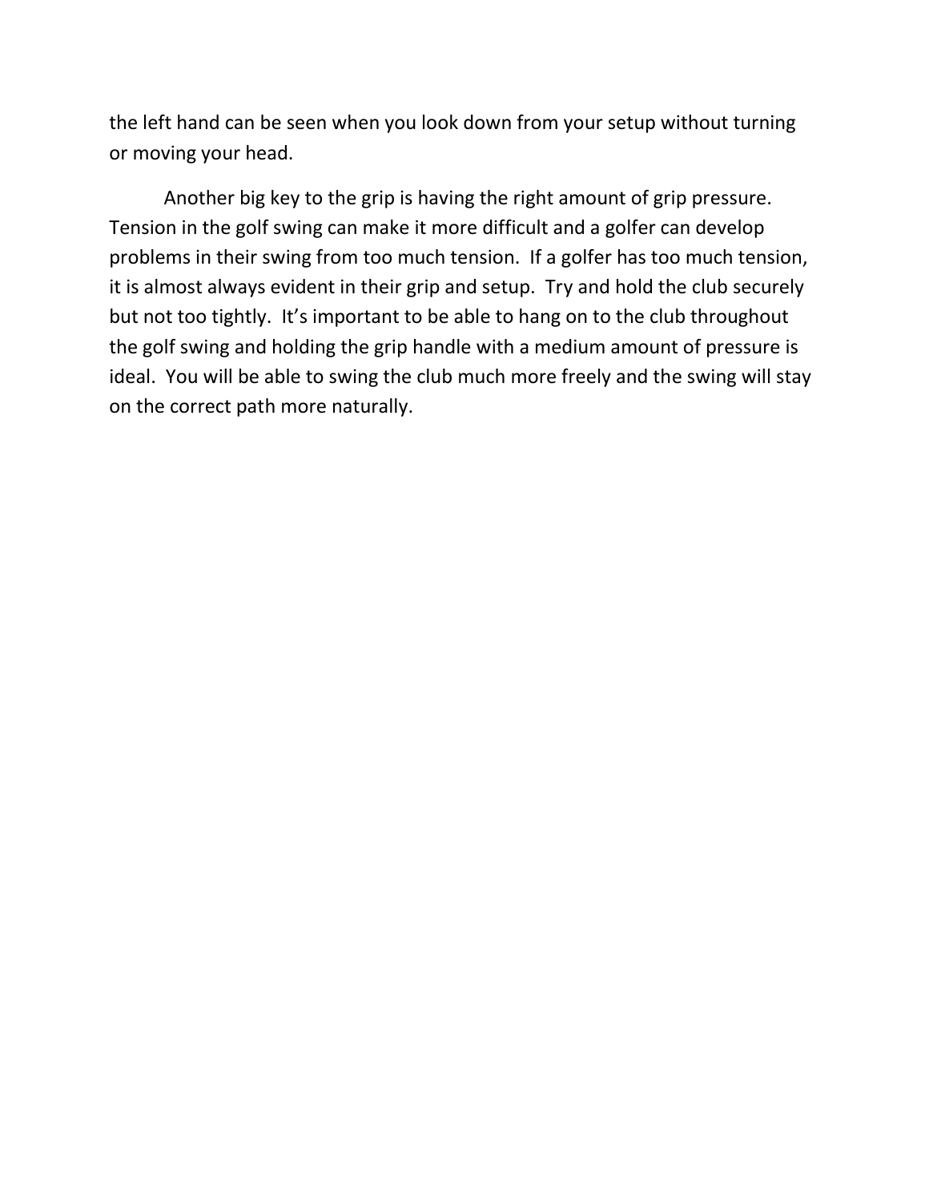the left hand can be seen when you look down from your setup without turning or moving your head.

Another big key to the grip is having the right amount of grip pressure. Tension in the golf swing can make it more difficult and a golfer can develop problems in their swing from too much tension. If a golfer has too much tension, it is almost always evident in their grip and setup. Try and hold the club securely but not too tightly. It's important to be able to hang on to the club throughout the golf swing and holding the grip handle with a medium amount of pressure is ideal. You will be able to swing the club much more freely and the swing will stay on the correct path more naturally.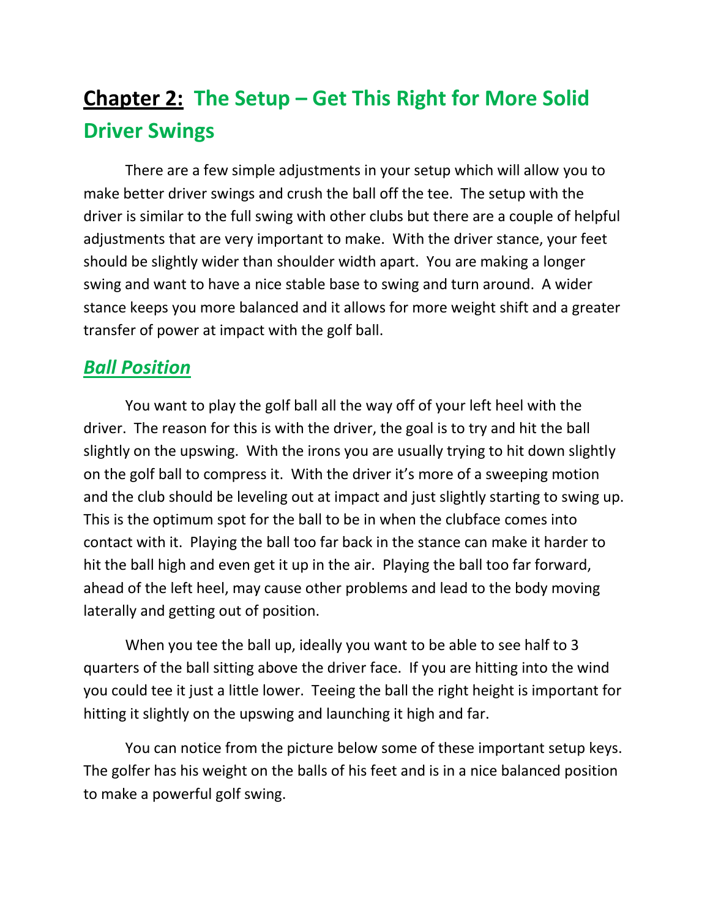# **Chapter 2:** The Setup – Get This Right for More Solid Driver Swings

There are a few simple adjustments in your setup which will allow you to make better driver swings and crush the ball off the tee. The setup with the driver is similar to the full swing with other clubs but there are a couple of helpful adjustments that are very important to make. With the driver stance, your feet should be slightly wider than shoulder width apart. You are making a longer swing and want to have a nice stable base to swing and turn around. A wider stance keeps you more balanced and it allows for more weight shift and a greater transfer of power at impact with the golf ball.

## ***Ball Position***

You want to play the golf ball all the way off of your left heel with the driver. The reason for this is with the driver, the goal is to try and hit the ball slightly on the upswing. With the irons you are usually trying to hit down slightly on the golf ball to compress it. With the driver it's more of a sweeping motion and the club should be leveling out at impact and just slightly starting to swing up. This is the optimum spot for the ball to be in when the clubface comes into contact with it. Playing the ball too far back in the stance can make it harder to hit the ball high and even get it up in the air. Playing the ball too far forward, ahead of the left heel, may cause other problems and lead to the body moving laterally and getting out of position.

When you tee the ball up, ideally you want to be able to see half to 3 quarters of the ball sitting above the driver face. If you are hitting into the wind you could tee it just a little lower. Teeing the ball the right height is important for hitting it slightly on the upswing and launching it high and far.

You can notice from the picture below some of these important setup keys. The golfer has his weight on the balls of his feet and is in a nice balanced position to make a powerful golf swing.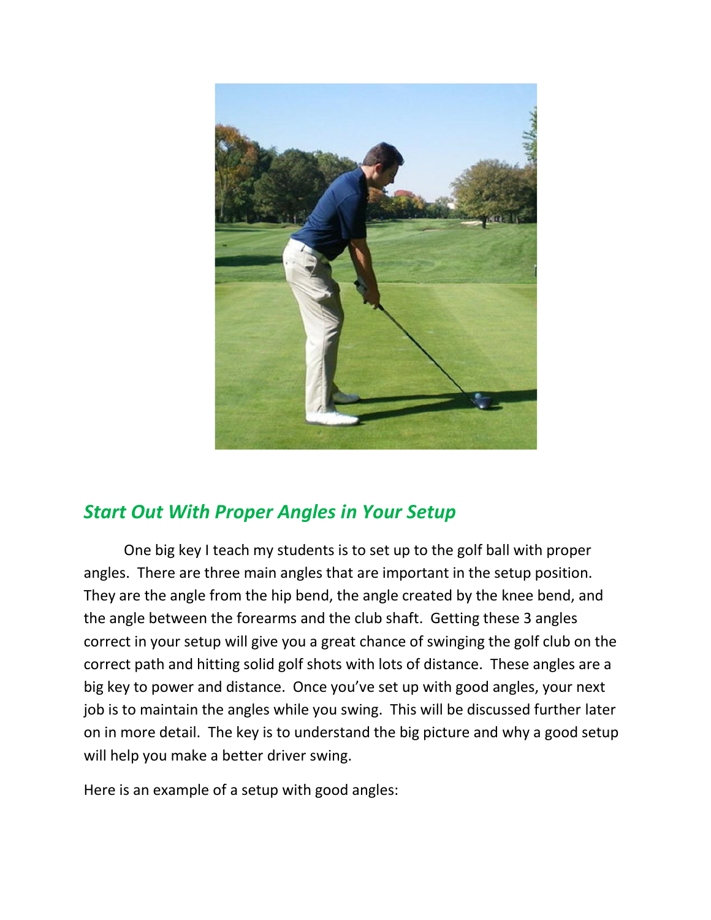## *Start Out With Proper Angles in Your Setup*

One big key I teach my students is to set up to the golf ball with proper angles. There are three main angles that are important in the setup position. They are the angle from the hip bend, the angle created by the knee bend, and the angle between the forearms and the club shaft. Getting these 3 angles correct in your setup will give you a great chance of swinging the golf club on the correct path and hitting solid golf shots with lots of distance. These angles are a big key to power and distance. Once you've set up with good angles, your next job is to maintain the angles while you swing. This will be discussed further later on in more detail. The key is to understand the big picture and why a good setup will help you make a better driver swing.

Here is an example of a setup with good angles: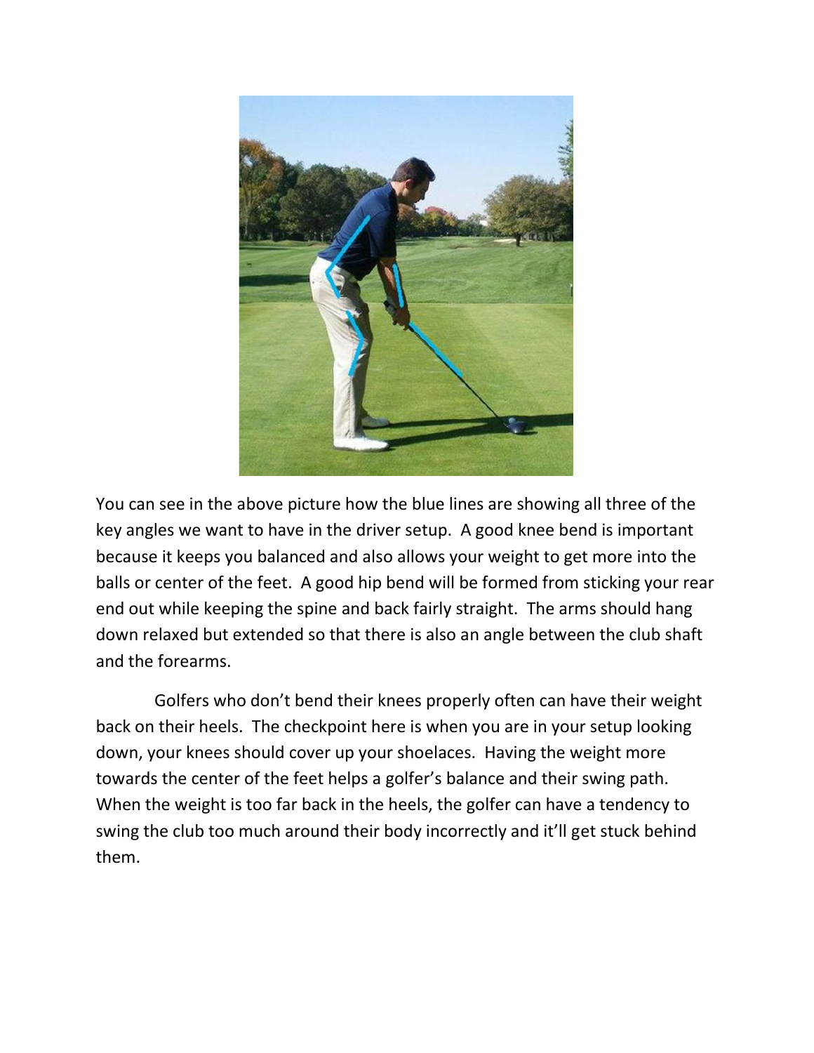You can see in the above picture how the blue lines are showing all three of the key angles we want to have in the driver setup. A good knee bend is important because it keeps you balanced and also allows your weight to get more into the balls or center of the feet. A good hip bend will be formed from sticking your rear end out while keeping the spine and back fairly straight. The arms should hang down relaxed but extended so that there is also an angle between the club shaft and the forearms.

Golfers who don't bend their knees properly often can have their weight back on their heels. The checkpoint here is when you are in your setup looking down, your knees should cover up your shoelaces. Having the weight more towards the center of the feet helps a golfer's balance and their swing path. When the weight is too far back in the heels, the golfer can have a tendency to swing the club too much around their body incorrectly and it'll get stuck behind them.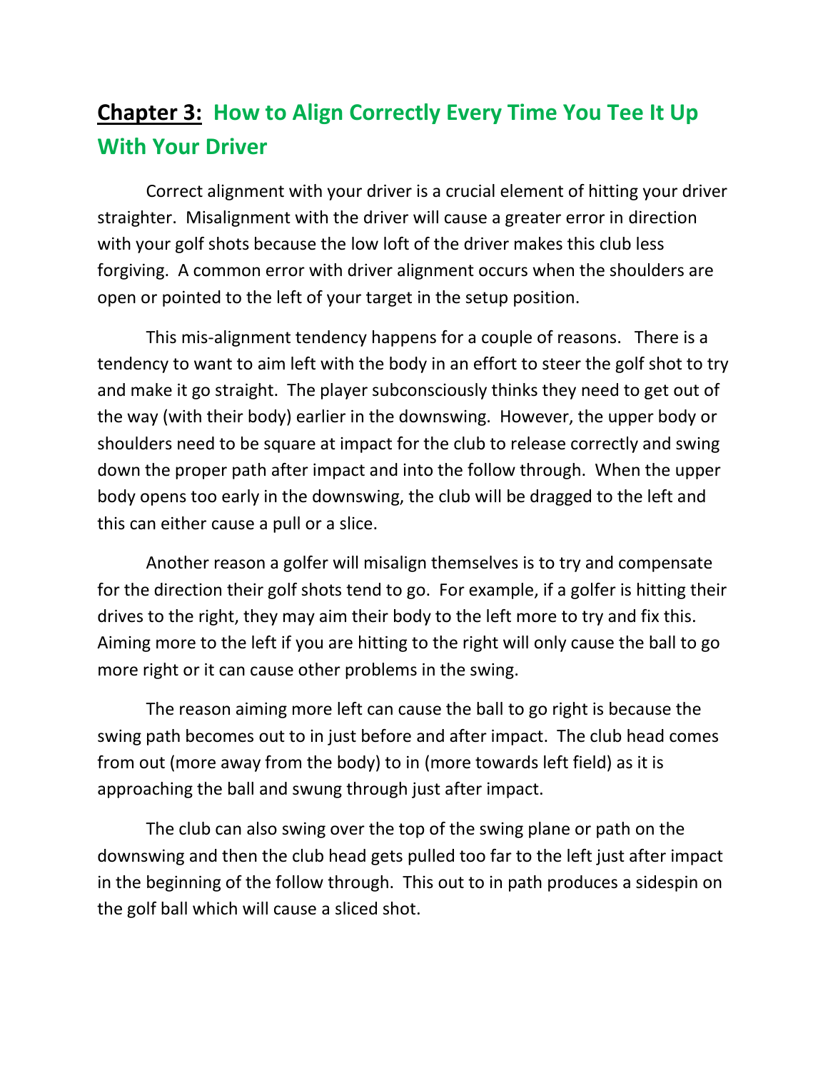## **Chapter 3:** How to Align Correctly Every Time You Tee It Up With Your Driver

Correct alignment with your driver is a crucial element of hitting your driver straighter. Misalignment with the driver will cause a greater error in direction with your golf shots because the low loft of the driver makes this club less forgiving. A common error with driver alignment occurs when the shoulders are open or pointed to the left of your target in the setup position.

This mis-alignment tendency happens for a couple of reasons. There is a tendency to want to aim left with the body in an effort to steer the golf shot to try and make it go straight. The player subconsciously thinks they need to get out of the way (with their body) earlier in the downswing. However, the upper body or shoulders need to be square at impact for the club to release correctly and swing down the proper path after impact and into the follow through. When the upper body opens too early in the downswing, the club will be dragged to the left and this can either cause a pull or a slice.

Another reason a golfer will misalign themselves is to try and compensate for the direction their golf shots tend to go. For example, if a golfer is hitting their drives to the right, they may aim their body to the left more to try and fix this. Aiming more to the left if you are hitting to the right will only cause the ball to go more right or it can cause other problems in the swing.

The reason aiming more left can cause the ball to go right is because the swing path becomes out to in just before and after impact. The club head comes from out (more away from the body) to in (more towards left field) as it is approaching the ball and swung through just after impact.

The club can also swing over the top of the swing plane or path on the downswing and then the club head gets pulled too far to the left just after impact in the beginning of the follow through. This out to in path produces a sidespin on the golf ball which will cause a sliced shot.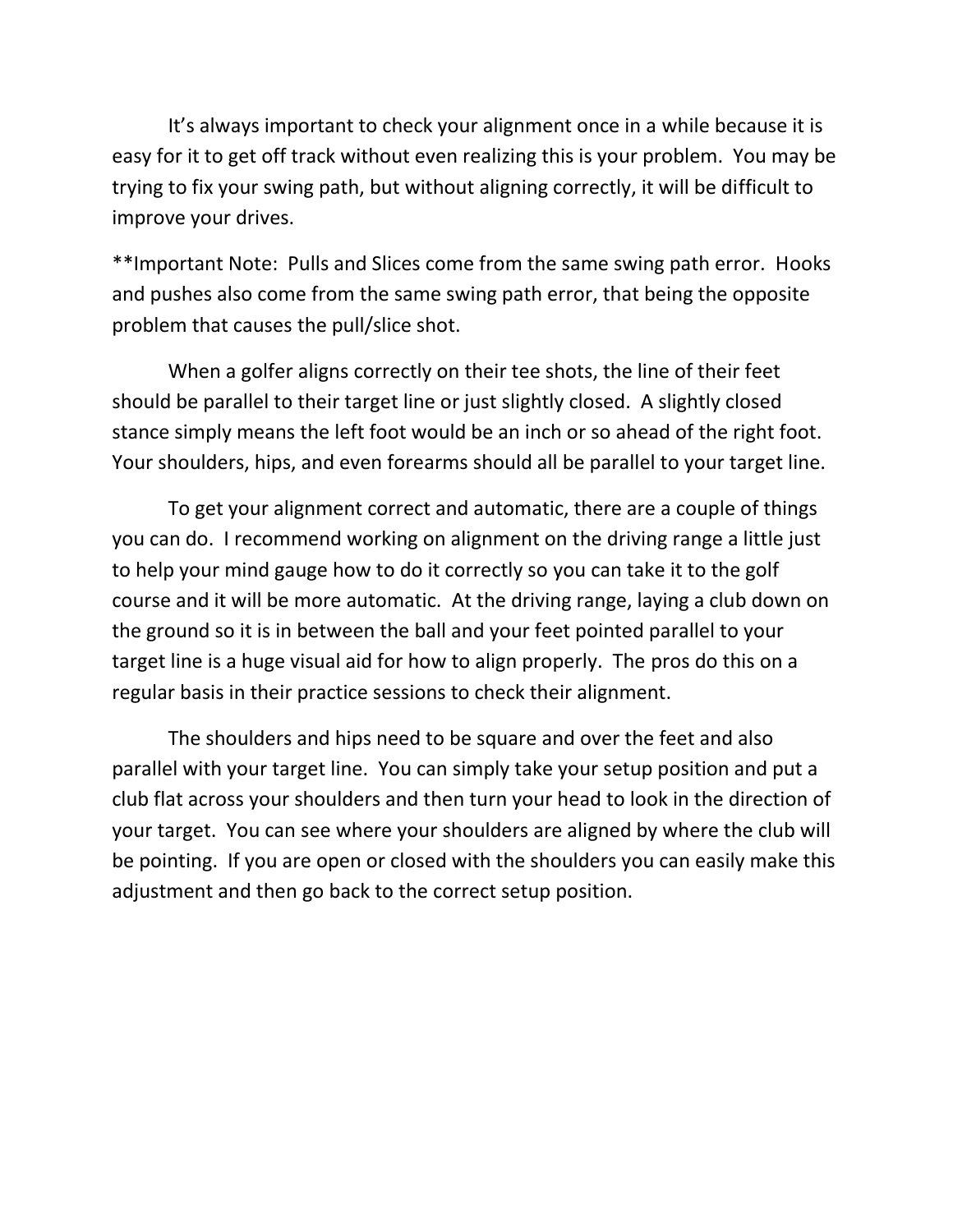It's always important to check your alignment once in a while because it is easy for it to get off track without even realizing this is your problem. You may be trying to fix your swing path, but without aligning correctly, it will be difficult to improve your drives.

**Important Note: Pulls and Slices come from the same swing path error. Hooks and pushes also come from the same swing path error, that being the opposite problem that causes the pull/slice shot.

When a golfer aligns correctly on their tee shots, the line of their feet should be parallel to their target line or just slightly closed. A slightly closed stance simply means the left foot would be an inch or so ahead of the right foot. Your shoulders, hips, and even forearms should all be parallel to your target line.

To get your alignment correct and automatic, there are a couple of things you can do. I recommend working on alignment on the driving range a little just to help your mind gauge how to do it correctly so you can take it to the golf course and it will be more automatic. At the driving range, laying a club down on the ground so it is in between the ball and your feet pointed parallel to your target line is a huge visual aid for how to align properly. The pros do this on a regular basis in their practice sessions to check their alignment.

The shoulders and hips need to be square and over the feet and also parallel with your target line. You can simply take your setup position and put a club flat across your shoulders and then turn your head to look in the direction of your target. You can see where your shoulders are aligned by where the club will be pointing. If you are open or closed with the shoulders you can easily make this adjustment and then go back to the correct setup position.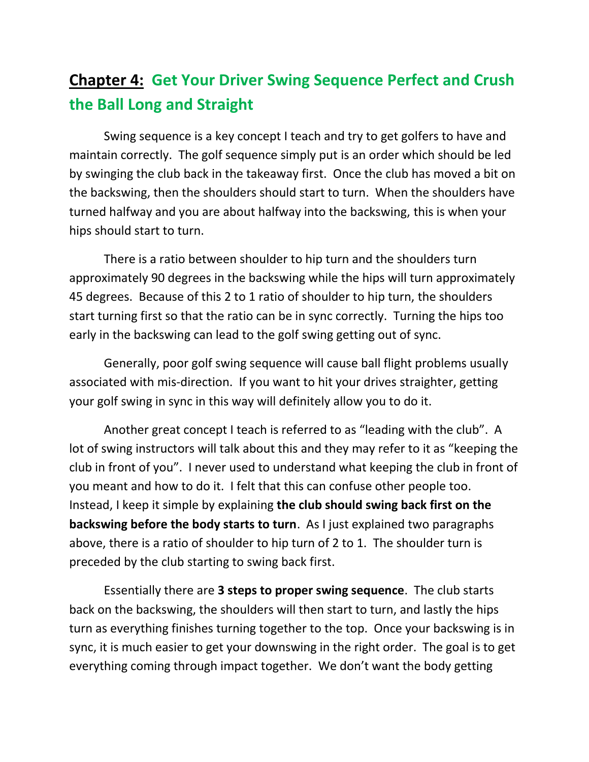## **Chapter 4:** Get Your Driver Swing Sequence Perfect and Crush the Ball Long and Straight

Swing sequence is a key concept I teach and try to get golfers to have and maintain correctly. The golf sequence simply put is an order which should be led by swinging the club back in the takeaway first. Once the club has moved a bit on the backswing, then the shoulders should start to turn. When the shoulders have turned halfway and you are about halfway into the backswing, this is when your hips should start to turn.

There is a ratio between shoulder to hip turn and the shoulders turn approximately 90 degrees in the backswing while the hips will turn approximately 45 degrees. Because of this 2 to 1 ratio of shoulder to hip turn, the shoulders start turning first so that the ratio can be in sync correctly. Turning the hips too early in the backswing can lead to the golf swing getting out of sync.

Generally, poor golf swing sequence will cause ball flight problems usually associated with mis-direction. If you want to hit your drives straighter, getting your golf swing in sync in this way will definitely allow you to do it.

Another great concept I teach is referred to as "leading with the club". A lot of swing instructors will talk about this and they may refer to it as "keeping the club in front of you". I never used to understand what keeping the club in front of you meant and how to do it. I felt that this can confuse other people too. Instead, I keep it simple by explaining **the club should swing back first on the backswing before the body starts to turn**. As I just explained two paragraphs above, there is a ratio of shoulder to hip turn of 2 to 1. The shoulder turn is preceded by the club starting to swing back first.

Essentially there are **3 steps to proper swing sequence**. The club starts back on the backswing, the shoulders will then start to turn, and lastly the hips turn as everything finishes turning together to the top. Once your backswing is in sync, it is much easier to get your downswing in the right order. The goal is to get everything coming through impact together. We don't want the body getting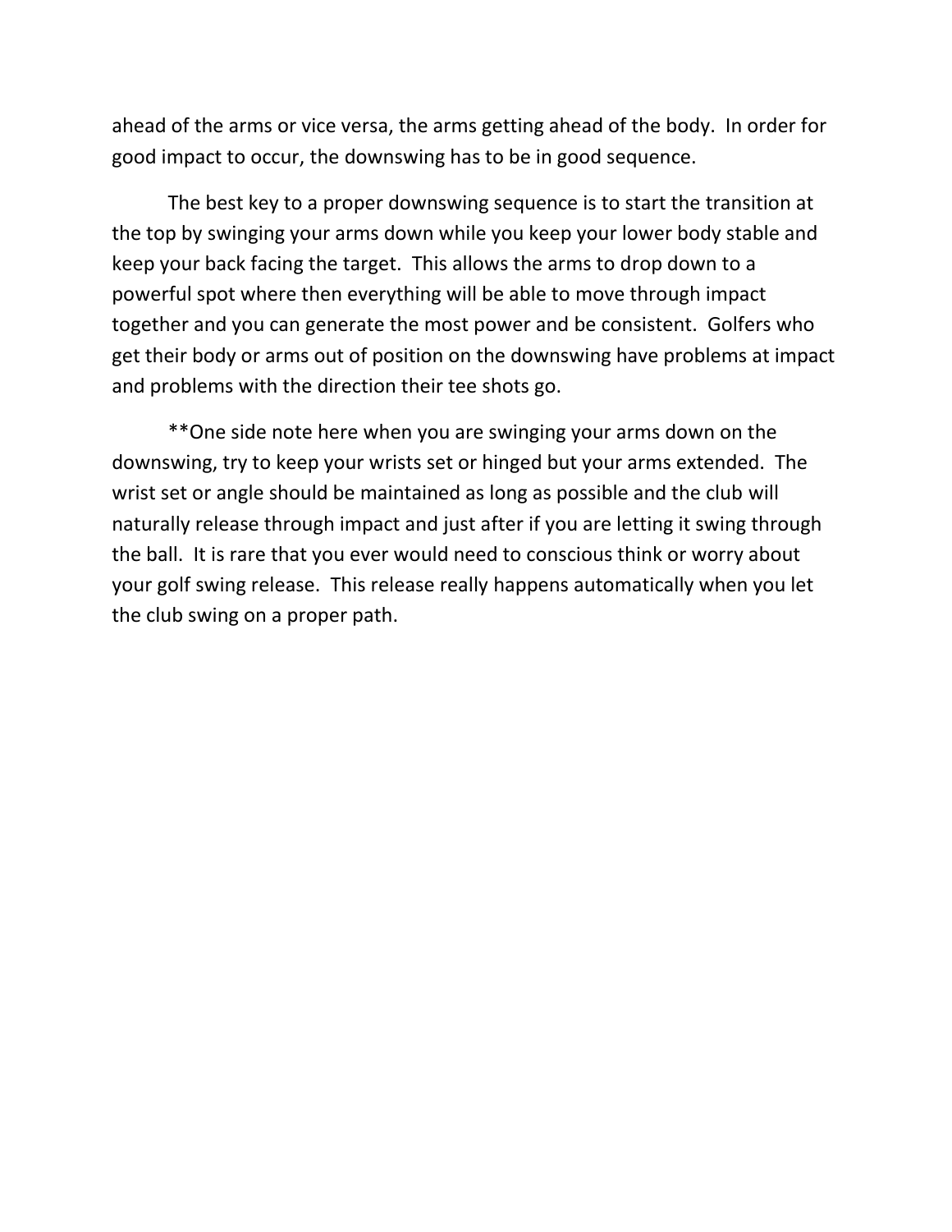ahead of the arms or vice versa, the arms getting ahead of the body. In order for good impact to occur, the downswing has to be in good sequence.

The best key to a proper downswing sequence is to start the transition at the top by swinging your arms down while you keep your lower body stable and keep your back facing the target. This allows the arms to drop down to a powerful spot where then everything will be able to move through impact together and you can generate the most power and be consistent. Golfers who get their body or arms out of position on the downswing have problems at impact and problems with the direction their tee shots go.

**One side note here when you are swinging your arms down on the downswing, try to keep your wrists set or hinged but your arms extended. The wrist set or angle should be maintained as long as possible and the club will naturally release through impact and just after if you are letting it swing through the ball. It is rare that you ever would need to conscious think or worry about your golf swing release. This release really happens automatically when you let the club swing on a proper path.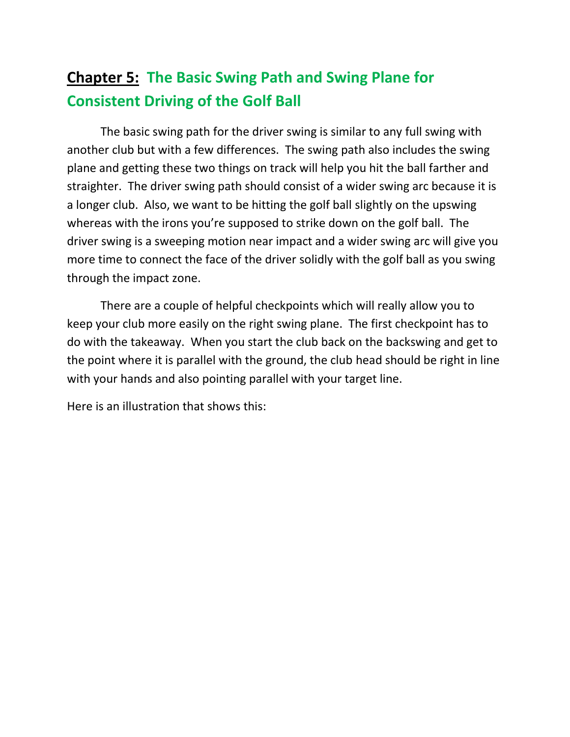## **Chapter 5:** The Basic Swing Path and Swing Plane for Consistent Driving of the Golf Ball

The basic swing path for the driver swing is similar to any full swing with another club but with a few differences. The swing path also includes the swing plane and getting these two things on track will help you hit the ball farther and straighter. The driver swing path should consist of a wider swing arc because it is a longer club. Also, we want to be hitting the golf ball slightly on the upswing whereas with the irons you're supposed to strike down on the golf ball. The driver swing is a sweeping motion near impact and a wider swing arc will give you more time to connect the face of the driver solidly with the golf ball as you swing through the impact zone.

There are a couple of helpful checkpoints which will really allow you to keep your club more easily on the right swing plane. The first checkpoint has to do with the takeaway. When you start the club back on the backswing and get to the point where it is parallel with the ground, the club head should be right in line with your hands and also pointing parallel with your target line.

Here is an illustration that shows this: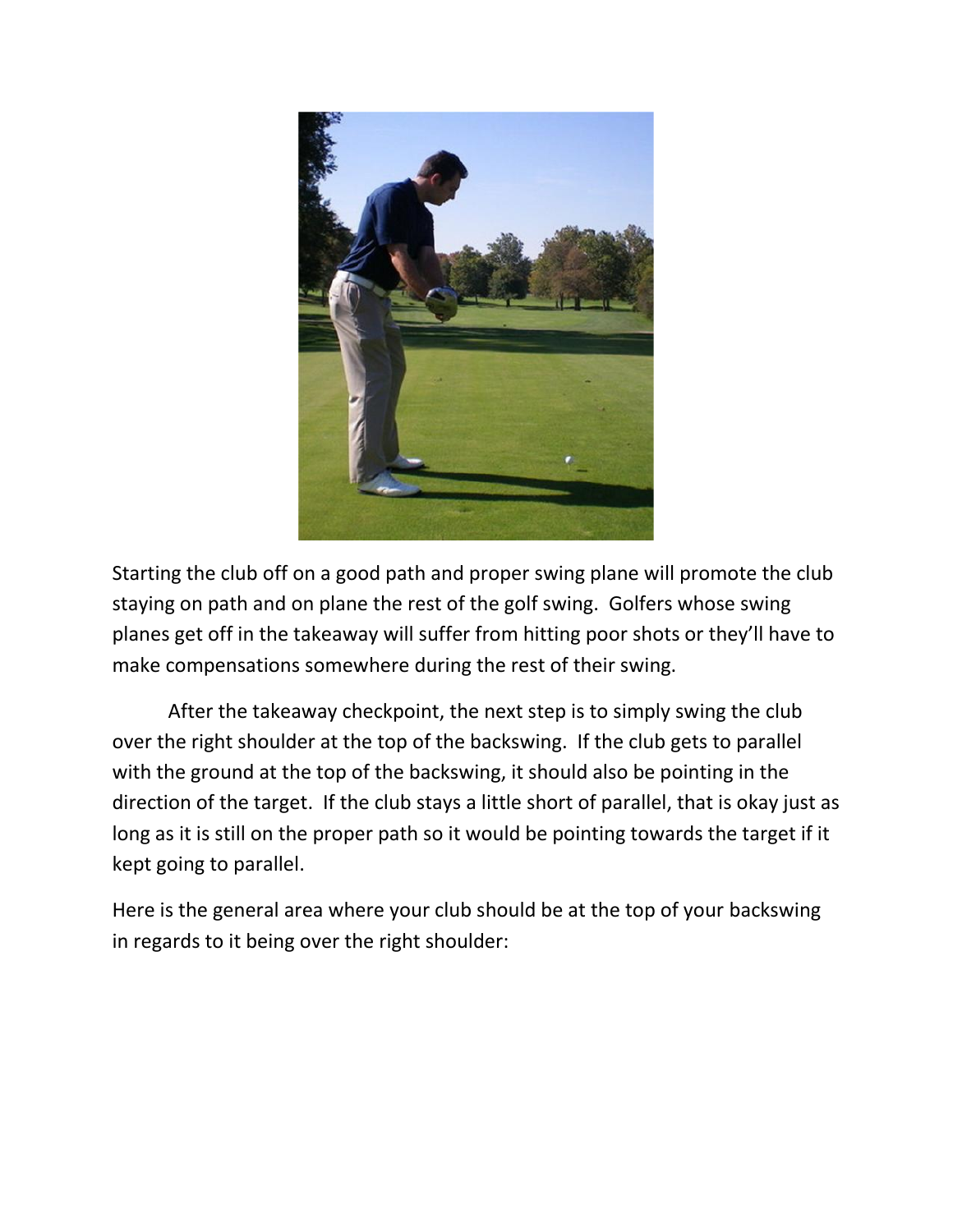Starting the club off on a good path and proper swing plane will promote the club staying on path and on plane the rest of the golf swing. Golfers whose swing planes get off in the takeaway will suffer from hitting poor shots or they'll have to make compensations somewhere during the rest of their swing.

After the takeaway checkpoint, the next step is to simply swing the club over the right shoulder at the top of the backswing. If the club gets to parallel with the ground at the top of the backswing, it should also be pointing in the direction of the target. If the club stays a little short of parallel, that is okay just as long as it is still on the proper path so it would be pointing towards the target if it kept going to parallel.

Here is the general area where your club should be at the top of your backswing in regards to it being over the right shoulder: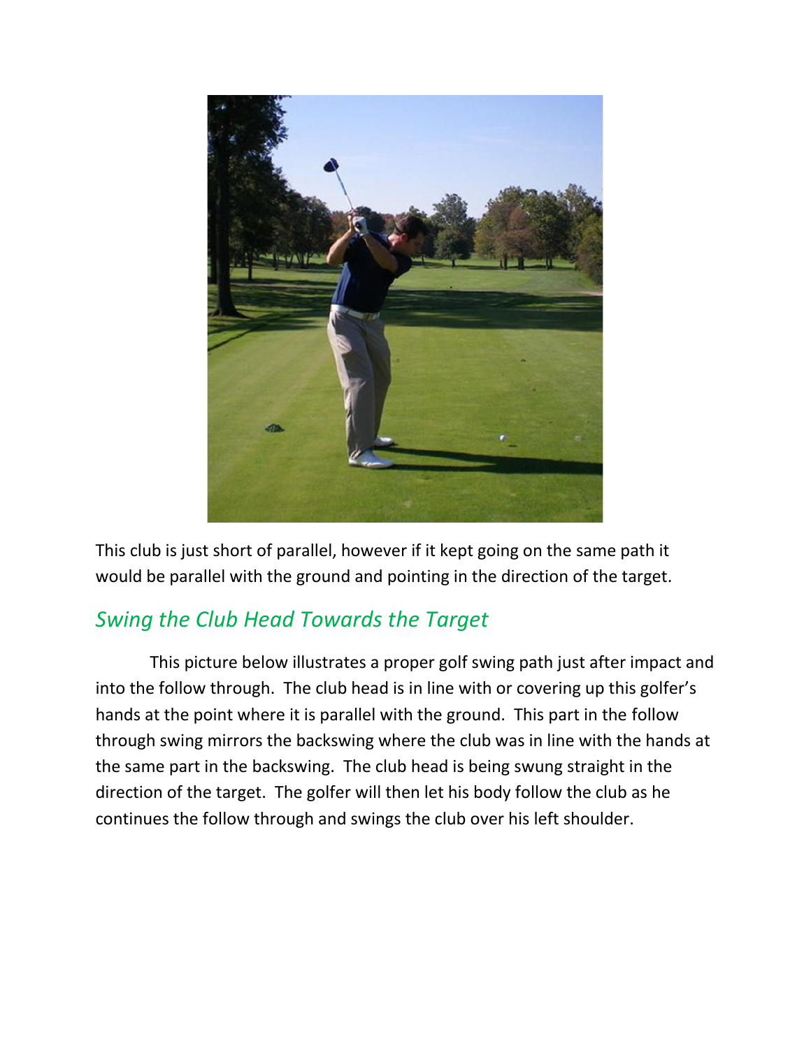This club is just short of parallel, however if it kept going on the same path it would be parallel with the ground and pointing in the direction of the target.

## *Swing the Club Head Towards the Target*

This picture below illustrates a proper golf swing path just after impact and into the follow through. The club head is in line with or covering up this golfer's hands at the point where it is parallel with the ground. This part in the follow through swing mirrors the backswing where the club was in line with the hands at the same part in the backswing. The club head is being swung straight in the direction of the target. The golfer will then let his body follow the club as he continues the follow through and swings the club over his left shoulder.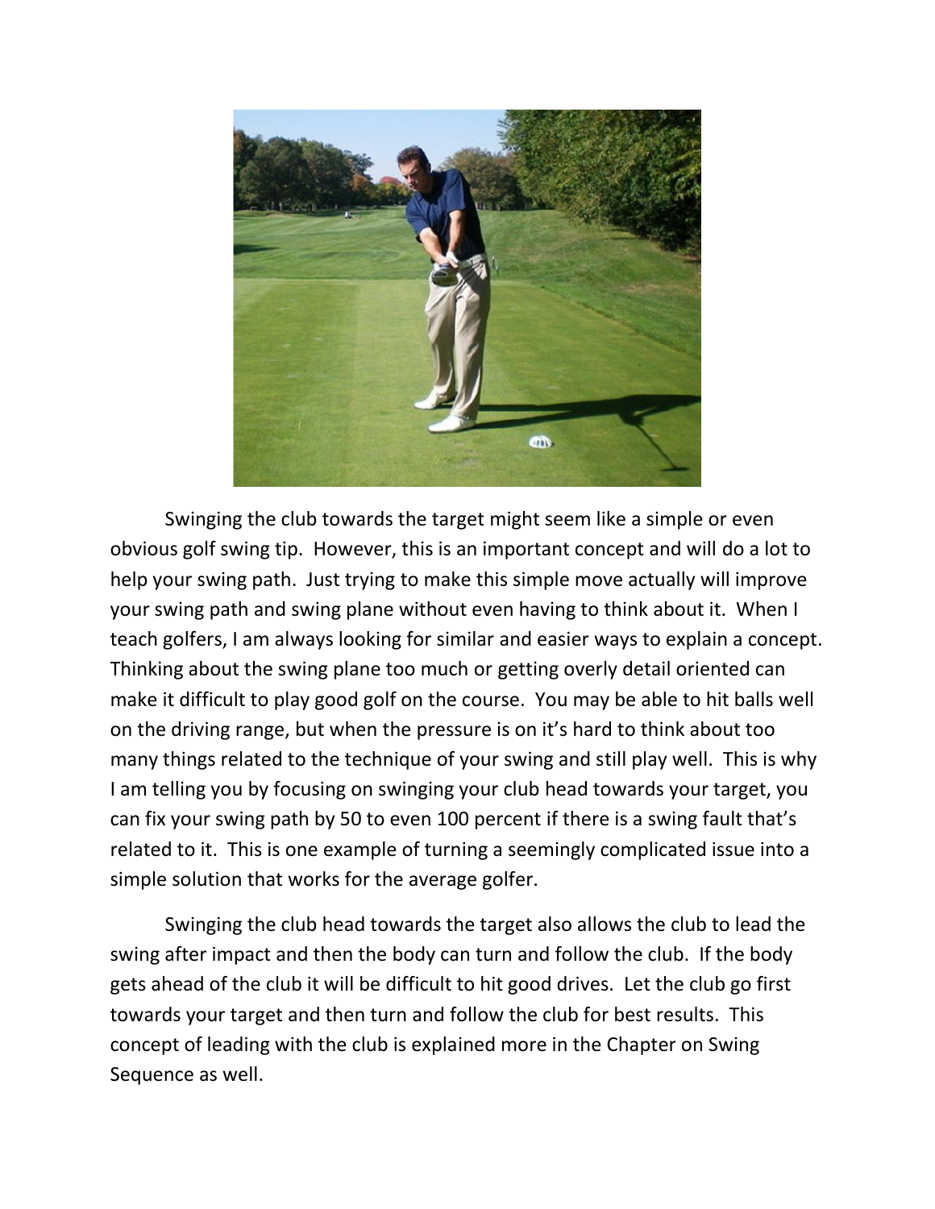Swinging the club towards the target might seem like a simple or even obvious golf swing tip. However, this is an important concept and will do a lot to help your swing path. Just trying to make this simple move actually will improve your swing path and swing plane without even having to think about it. When I teach golfers, I am always looking for similar and easier ways to explain a concept. Thinking about the swing plane too much or getting overly detail oriented can make it difficult to play good golf on the course. You may be able to hit balls well on the driving range, but when the pressure is on it's hard to think about too many things related to the technique of your swing and still play well. This is why I am telling you by focusing on swinging your club head towards your target, you can fix your swing path by 50 to even 100 percent if there is a swing fault that's related to it. This is one example of turning a seemingly complicated issue into a simple solution that works for the average golfer.

Swinging the club head towards the target also allows the club to lead the swing after impact and then the body can turn and follow the club. If the body gets ahead of the club it will be difficult to hit good drives. Let the club go first towards your target and then turn and follow the club for best results. This concept of leading with the club is explained more in the Chapter on Swing Sequence as well.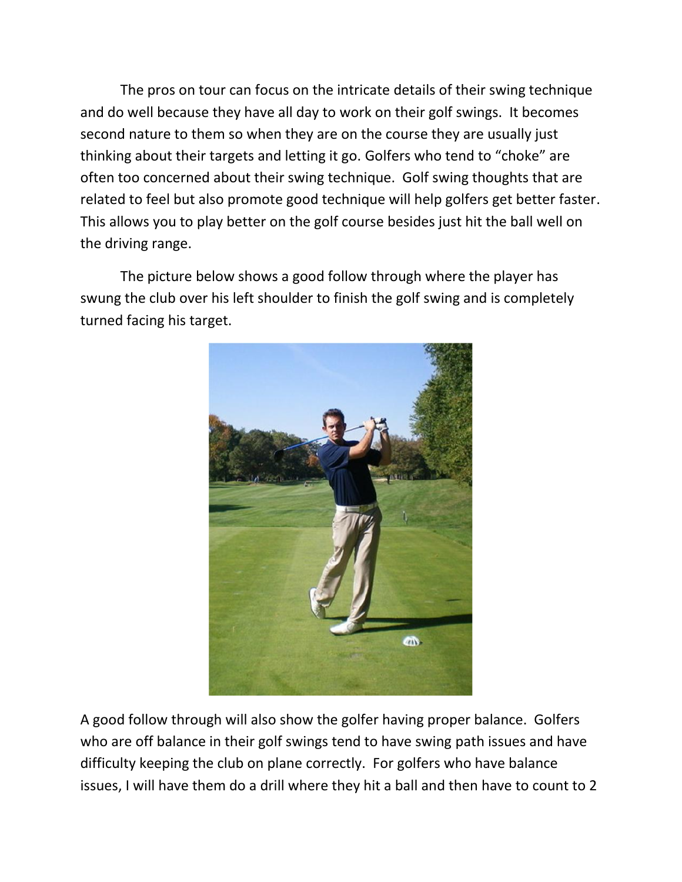The pros on tour can focus on the intricate details of their swing technique and do well because they have all day to work on their golf swings. It becomes second nature to them so when they are on the course they are usually just thinking about their targets and letting it go. Golfers who tend to "choke" are often too concerned about their swing technique. Golf swing thoughts that are related to feel but also promote good technique will help golfers get better faster. This allows you to play better on the golf course besides just hit the ball well on the driving range.

The picture below shows a good follow through where the player has swung the club over his left shoulder to finish the golf swing and is completely turned facing his target.

A good follow through will also show the golfer having proper balance. Golfers who are off balance in their golf swings tend to have swing path issues and have difficulty keeping the club on plane correctly. For golfers who have balance issues, I will have them do a drill where they hit a ball and then have to count to 2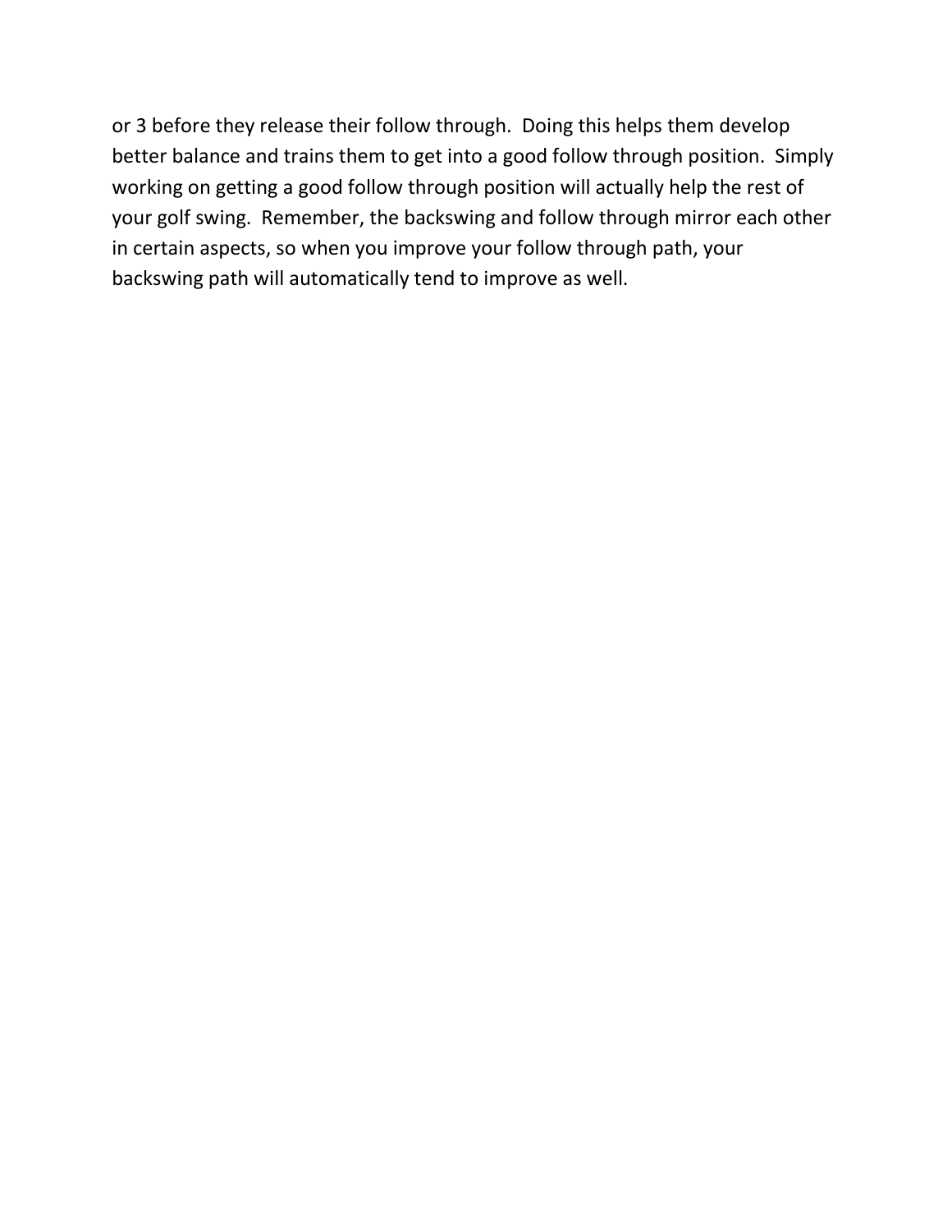or 3 before they release their follow through. Doing this helps them develop better balance and trains them to get into a good follow through position. Simply working on getting a good follow through position will actually help the rest of your golf swing. Remember, the backswing and follow through mirror each other in certain aspects, so when you improve your follow through path, your backswing path will automatically tend to improve as well.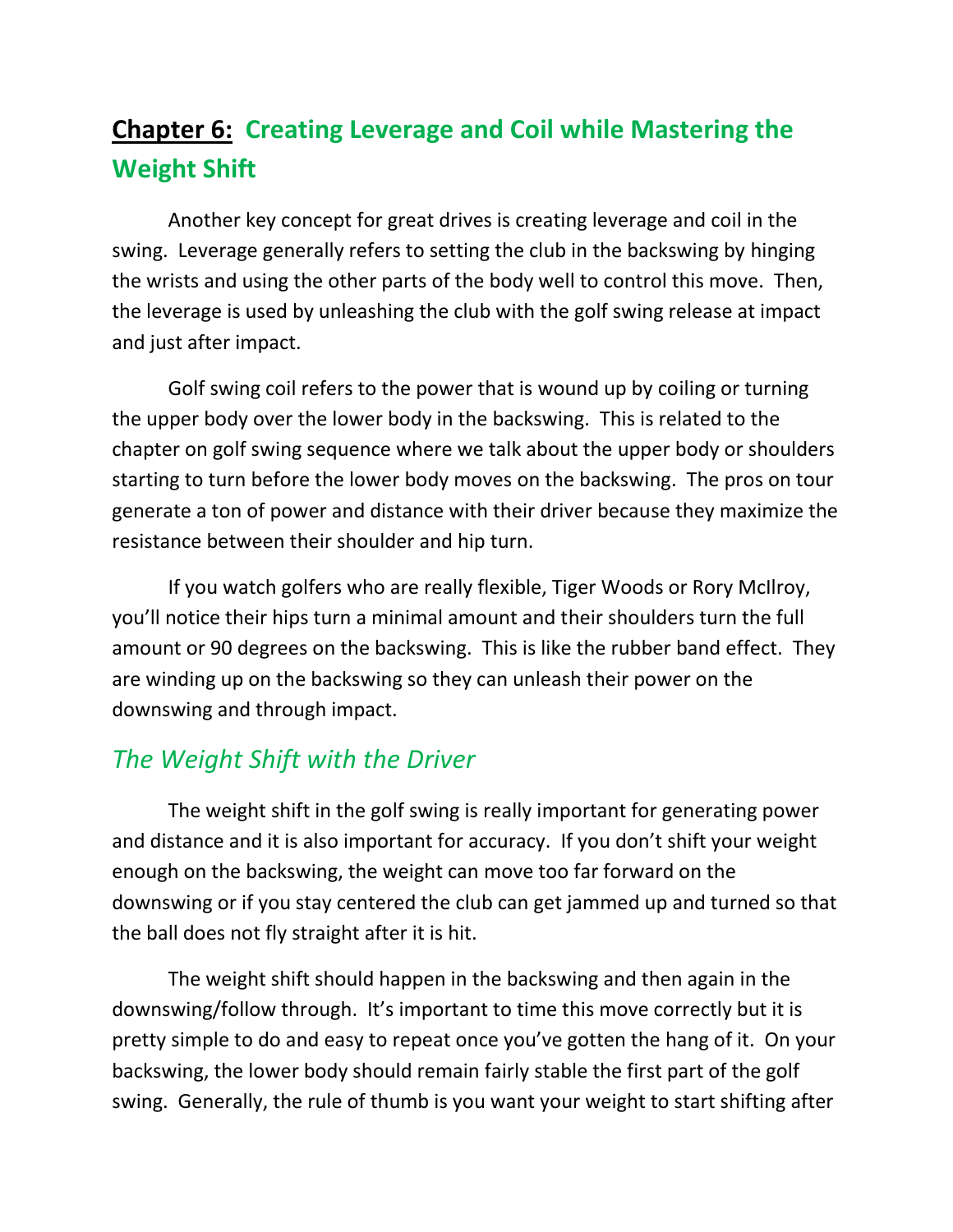## **Chapter 6:** Creating Leverage and Coil while Mastering the Weight Shift

Another key concept for great drives is creating leverage and coil in the swing. Leverage generally refers to setting the club in the backswing by hinging the wrists and using the other parts of the body well to control this move. Then, the leverage is used by unleashing the club with the golf swing release at impact and just after impact.

Golf swing coil refers to the power that is wound up by coiling or turning the upper body over the lower body in the backswing. This is related to the chapter on golf swing sequence where we talk about the upper body or shoulders starting to turn before the lower body moves on the backswing. The pros on tour generate a ton of power and distance with their driver because they maximize the resistance between their shoulder and hip turn.

If you watch golfers who are really flexible, Tiger Woods or Rory McIlroy, you'll notice their hips turn a minimal amount and their shoulders turn the full amount or 90 degrees on the backswing. This is like the rubber band effect. They are winding up on the backswing so they can unleash their power on the downswing and through impact.

### *The Weight Shift with the Driver*

The weight shift in the golf swing is really important for generating power and distance and it is also important for accuracy. If you don't shift your weight enough on the backswing, the weight can move too far forward on the downswing or if you stay centered the club can get jammed up and turned so that the ball does not fly straight after it is hit.

The weight shift should happen in the backswing and then again in the downswing/follow through. It's important to time this move correctly but it is pretty simple to do and easy to repeat once you've gotten the hang of it. On your backswing, the lower body should remain fairly stable the first part of the golf swing. Generally, the rule of thumb is you want your weight to start shifting after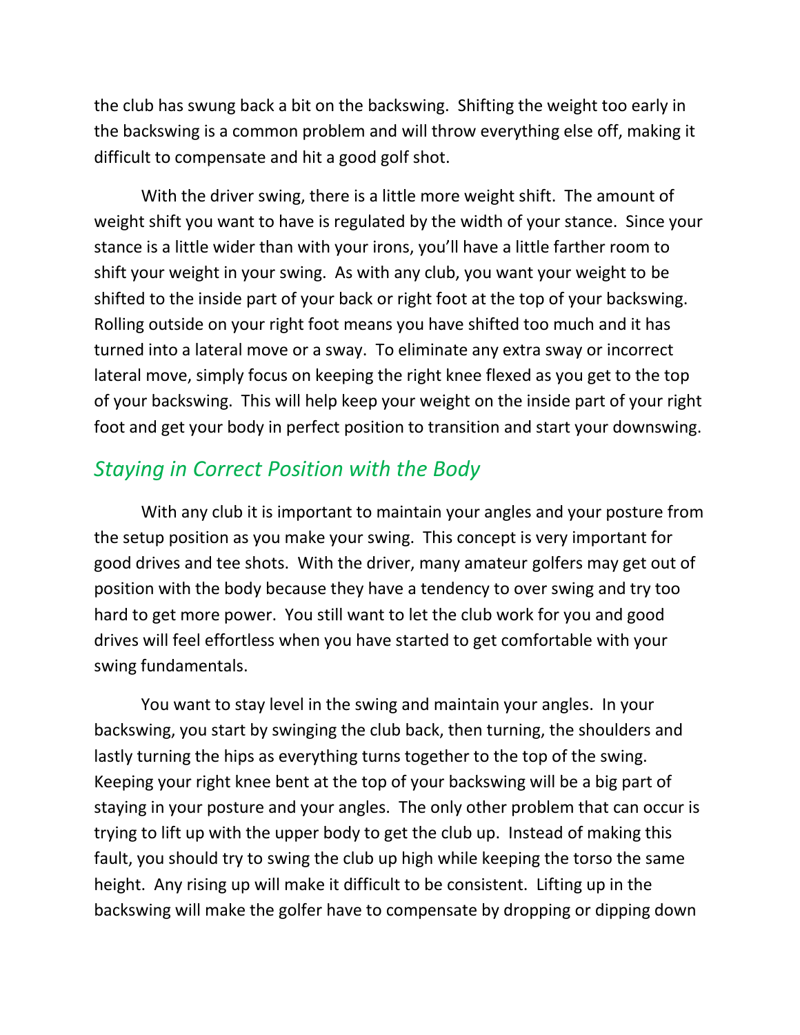the club has swung back a bit on the backswing. Shifting the weight too early in the backswing is a common problem and will throw everything else off, making it difficult to compensate and hit a good golf shot.

With the driver swing, there is a little more weight shift. The amount of weight shift you want to have is regulated by the width of your stance. Since your stance is a little wider than with your irons, you'll have a little farther room to shift your weight in your swing. As with any club, you want your weight to be shifted to the inside part of your back or right foot at the top of your backswing. Rolling outside on your right foot means you have shifted too much and it has turned into a lateral move or a sway. To eliminate any extra sway or incorrect lateral move, simply focus on keeping the right knee flexed as you get to the top of your backswing. This will help keep your weight on the inside part of your right foot and get your body in perfect position to transition and start your downswing.

## *Staying in Correct Position with the Body*

With any club it is important to maintain your angles and your posture from the setup position as you make your swing. This concept is very important for good drives and tee shots. With the driver, many amateur golfers may get out of position with the body because they have a tendency to over swing and try too hard to get more power. You still want to let the club work for you and good drives will feel effortless when you have started to get comfortable with your swing fundamentals.

You want to stay level in the swing and maintain your angles. In your backswing, you start by swinging the club back, then turning, the shoulders and lastly turning the hips as everything turns together to the top of the swing. Keeping your right knee bent at the top of your backswing will be a big part of staying in your posture and your angles. The only other problem that can occur is trying to lift up with the upper body to get the club up. Instead of making this fault, you should try to swing the club up high while keeping the torso the same height. Any rising up will make it difficult to be consistent. Lifting up in the backswing will make the golfer have to compensate by dropping or dipping down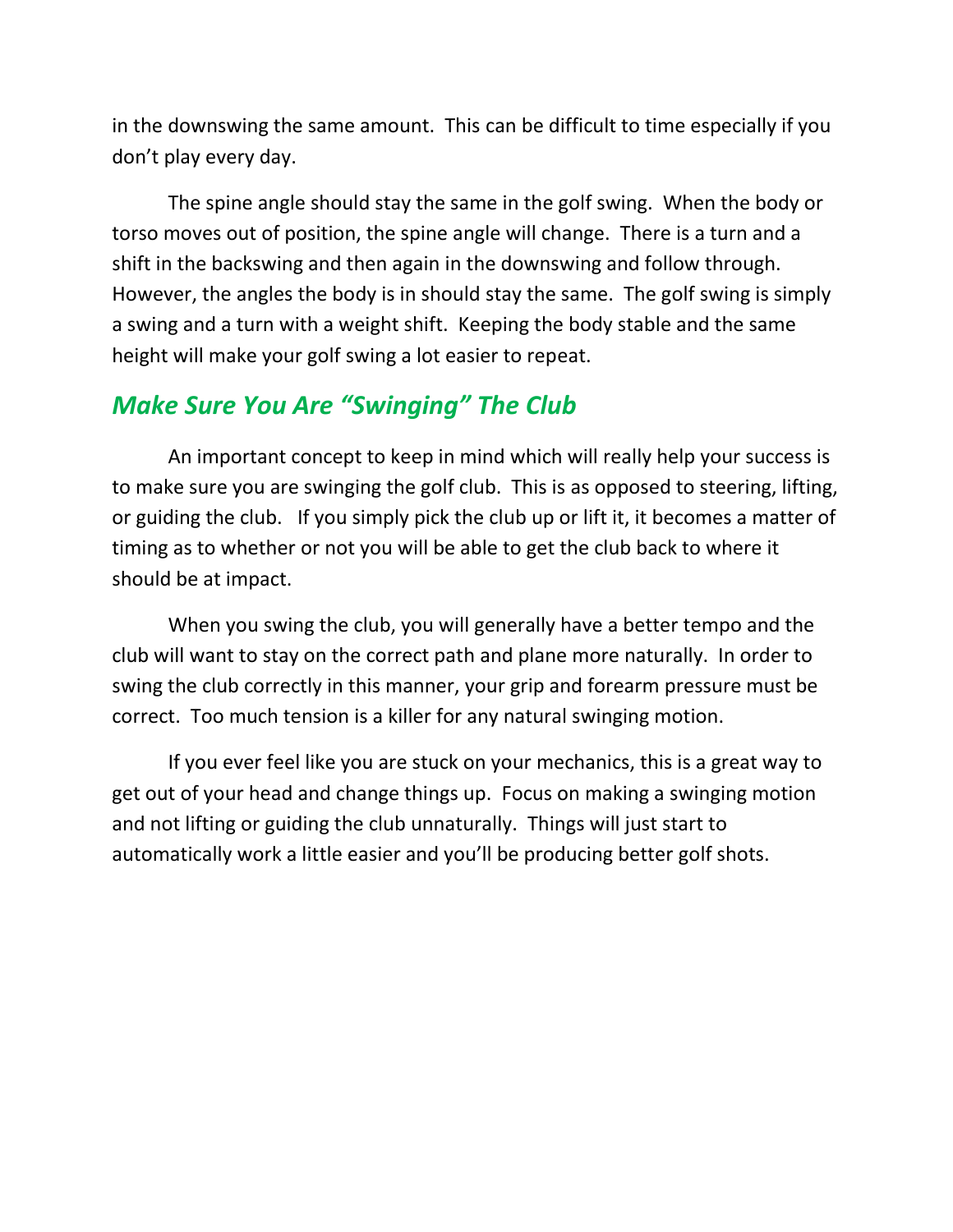in the downswing the same amount. This can be difficult to time especially if you don't play every day.

The spine angle should stay the same in the golf swing. When the body or torso moves out of position, the spine angle will change. There is a turn and a shift in the backswing and then again in the downswing and follow through. However, the angles the body is in should stay the same. The golf swing is simply a swing and a turn with a weight shift. Keeping the body stable and the same height will make your golf swing a lot easier to repeat.

## *Make Sure You Are "Swinging" The Club*

An important concept to keep in mind which will really help your success is to make sure you are swinging the golf club. This is as opposed to steering, lifting, or guiding the club. If you simply pick the club up or lift it, it becomes a matter of timing as to whether or not you will be able to get the club back to where it should be at impact.

When you swing the club, you will generally have a better tempo and the club will want to stay on the correct path and plane more naturally. In order to swing the club correctly in this manner, your grip and forearm pressure must be correct. Too much tension is a killer for any natural swinging motion.

If you ever feel like you are stuck on your mechanics, this is a great way to get out of your head and change things up. Focus on making a swinging motion and not lifting or guiding the club unnaturally. Things will just start to automatically work a little easier and you'll be producing better golf shots.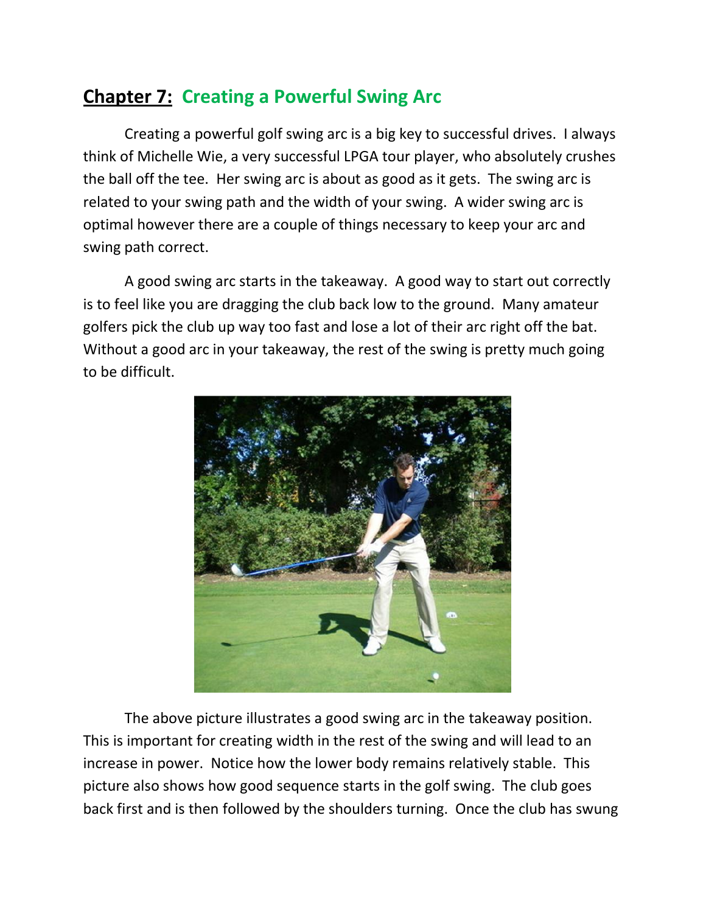## Chapter 7: Creating a Powerful Swing Arc

Creating a powerful golf swing arc is a big key to successful drives. I always think of Michelle Wie, a very successful LPGA tour player, who absolutely crushes the ball off the tee. Her swing arc is about as good as it gets. The swing arc is related to your swing path and the width of your swing. A wider swing arc is optimal however there are a couple of things necessary to keep your arc and swing path correct.

A good swing arc starts in the takeaway. A good way to start out correctly is to feel like you are dragging the club back low to the ground. Many amateur golfers pick the club up way too fast and lose a lot of their arc right off the bat. Without a good arc in your takeaway, the rest of the swing is pretty much going to be difficult.

The above picture illustrates a good swing arc in the takeaway position. This is important for creating width in the rest of the swing and will lead to an increase in power. Notice how the lower body remains relatively stable. This picture also shows how good sequence starts in the golf swing. The club goes back first and is then followed by the shoulders turning. Once the club has swung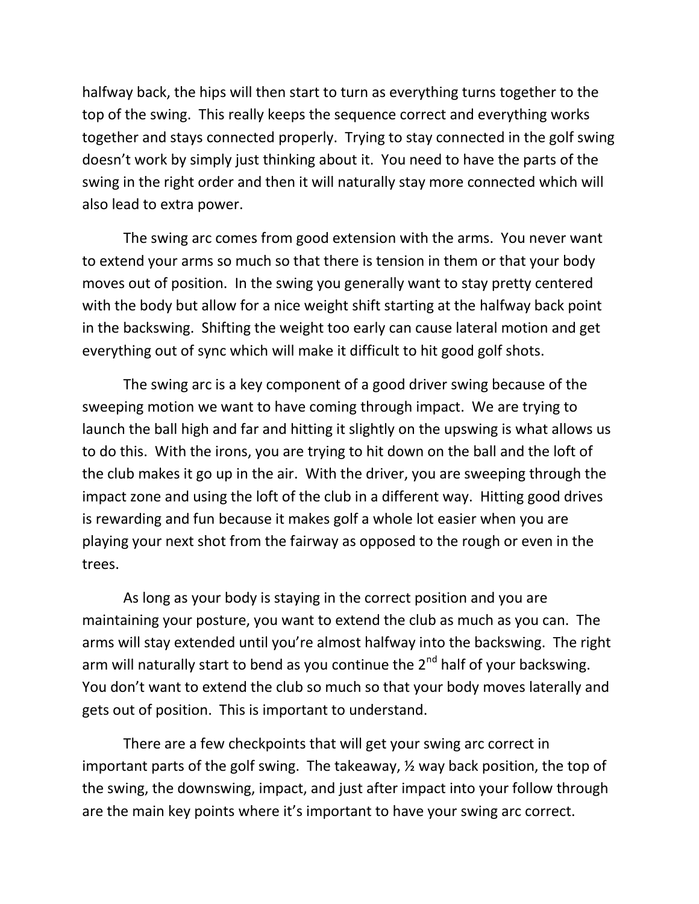halfway back, the hips will then start to turn as everything turns together to the top of the swing. This really keeps the sequence correct and everything works together and stays connected properly. Trying to stay connected in the golf swing doesn't work by simply just thinking about it. You need to have the parts of the swing in the right order and then it will naturally stay more connected which will also lead to extra power.

The swing arc comes from good extension with the arms. You never want to extend your arms so much so that there is tension in them or that your body moves out of position. In the swing you generally want to stay pretty centered with the body but allow for a nice weight shift starting at the halfway back point in the backswing. Shifting the weight too early can cause lateral motion and get everything out of sync which will make it difficult to hit good golf shots.

The swing arc is a key component of a good driver swing because of the sweeping motion we want to have coming through impact. We are trying to launch the ball high and far and hitting it slightly on the upswing is what allows us to do this. With the irons, you are trying to hit down on the ball and the loft of the club makes it go up in the air. With the driver, you are sweeping through the impact zone and using the loft of the club in a different way. Hitting good drives is rewarding and fun because it makes golf a whole lot easier when you are playing your next shot from the fairway as opposed to the rough or even in the trees.

As long as your body is staying in the correct position and you are maintaining your posture, you want to extend the club as much as you can. The arms will stay extended until you're almost halfway into the backswing. The right arm will naturally start to bend as you continue the 2nd half of your backswing. You don't want to extend the club so much so that your body moves laterally and gets out of position. This is important to understand.

There are a few checkpoints that will get your swing arc correct in important parts of the golf swing. The takeaway, ½ way back position, the top of the swing, the downswing, impact, and just after impact into your follow through are the main key points where it's important to have your swing arc correct.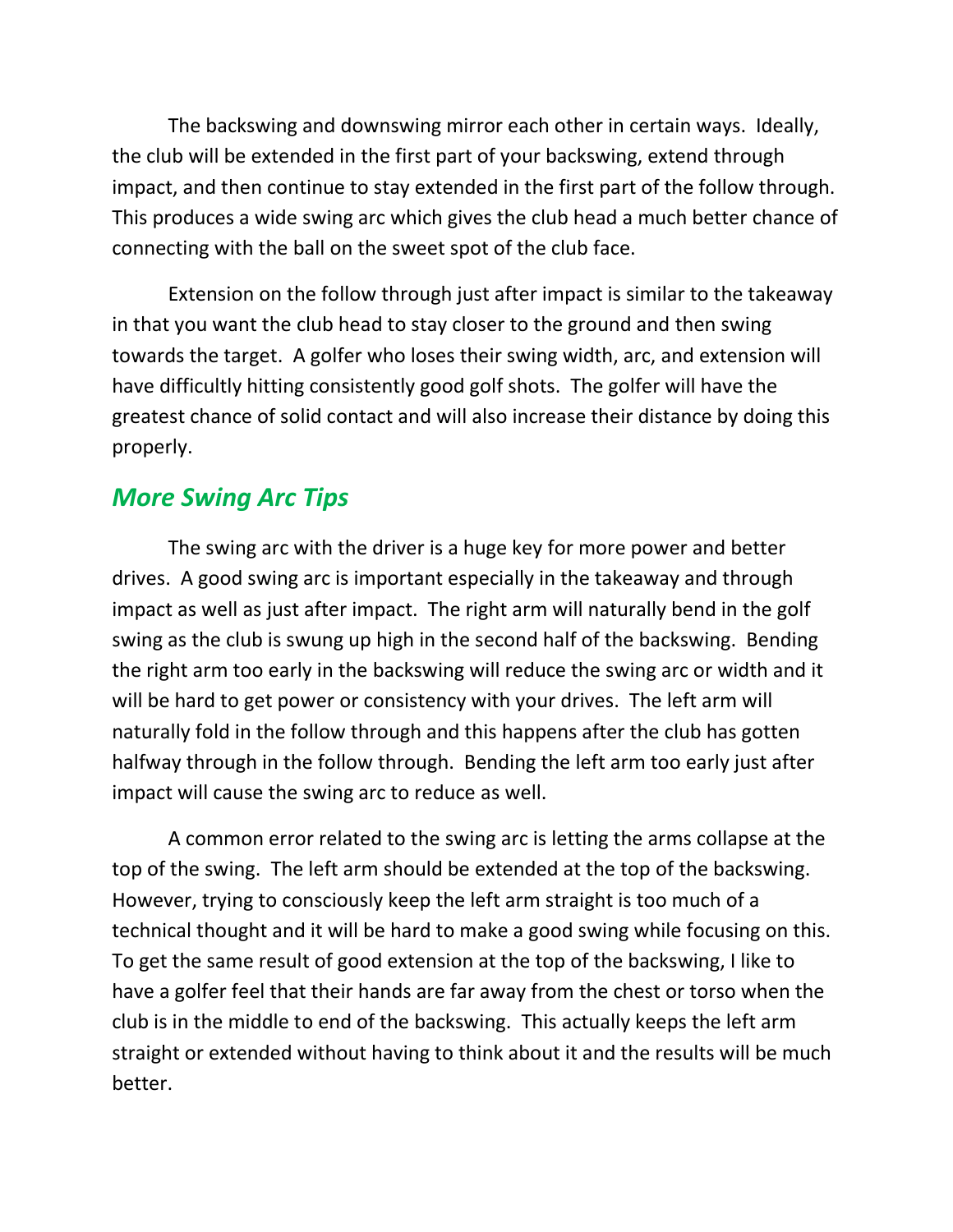The backswing and downswing mirror each other in certain ways. Ideally, the club will be extended in the first part of your backswing, extend through impact, and then continue to stay extended in the first part of the follow through. This produces a wide swing arc which gives the club head a much better chance of connecting with the ball on the sweet spot of the club face.

Extension on the follow through just after impact is similar to the takeaway in that you want the club head to stay closer to the ground and then swing towards the target. A golfer who loses their swing width, arc, and extension will have difficultly hitting consistently good golf shots. The golfer will have the greatest chance of solid contact and will also increase their distance by doing this properly.

## *More Swing Arc Tips*

The swing arc with the driver is a huge key for more power and better drives. A good swing arc is important especially in the takeaway and through impact as well as just after impact. The right arm will naturally bend in the golf swing as the club is swung up high in the second half of the backswing. Bending the right arm too early in the backswing will reduce the swing arc or width and it will be hard to get power or consistency with your drives. The left arm will naturally fold in the follow through and this happens after the club has gotten halfway through in the follow through. Bending the left arm too early just after impact will cause the swing arc to reduce as well.

A common error related to the swing arc is letting the arms collapse at the top of the swing. The left arm should be extended at the top of the backswing. However, trying to consciously keep the left arm straight is too much of a technical thought and it will be hard to make a good swing while focusing on this. To get the same result of good extension at the top of the backswing, I like to have a golfer feel that their hands are far away from the chest or torso when the club is in the middle to end of the backswing. This actually keeps the left arm straight or extended without having to think about it and the results will be much better.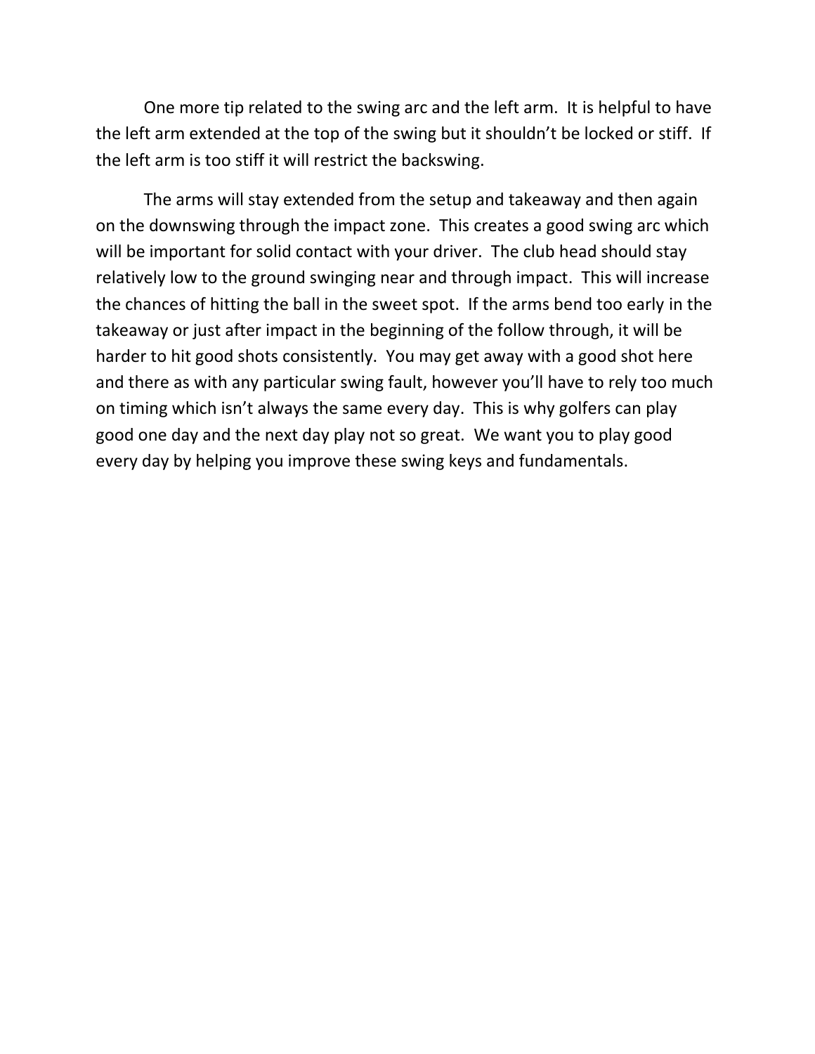One more tip related to the swing arc and the left arm. It is helpful to have the left arm extended at the top of the swing but it shouldn't be locked or stiff. If the left arm is too stiff it will restrict the backswing.

The arms will stay extended from the setup and takeaway and then again on the downswing through the impact zone. This creates a good swing arc which will be important for solid contact with your driver. The club head should stay relatively low to the ground swinging near and through impact. This will increase the chances of hitting the ball in the sweet spot. If the arms bend too early in the takeaway or just after impact in the beginning of the follow through, it will be harder to hit good shots consistently. You may get away with a good shot here and there as with any particular swing fault, however you'll have to rely too much on timing which isn't always the same every day. This is why golfers can play good one day and the next day play not so great. We want you to play good every day by helping you improve these swing keys and fundamentals.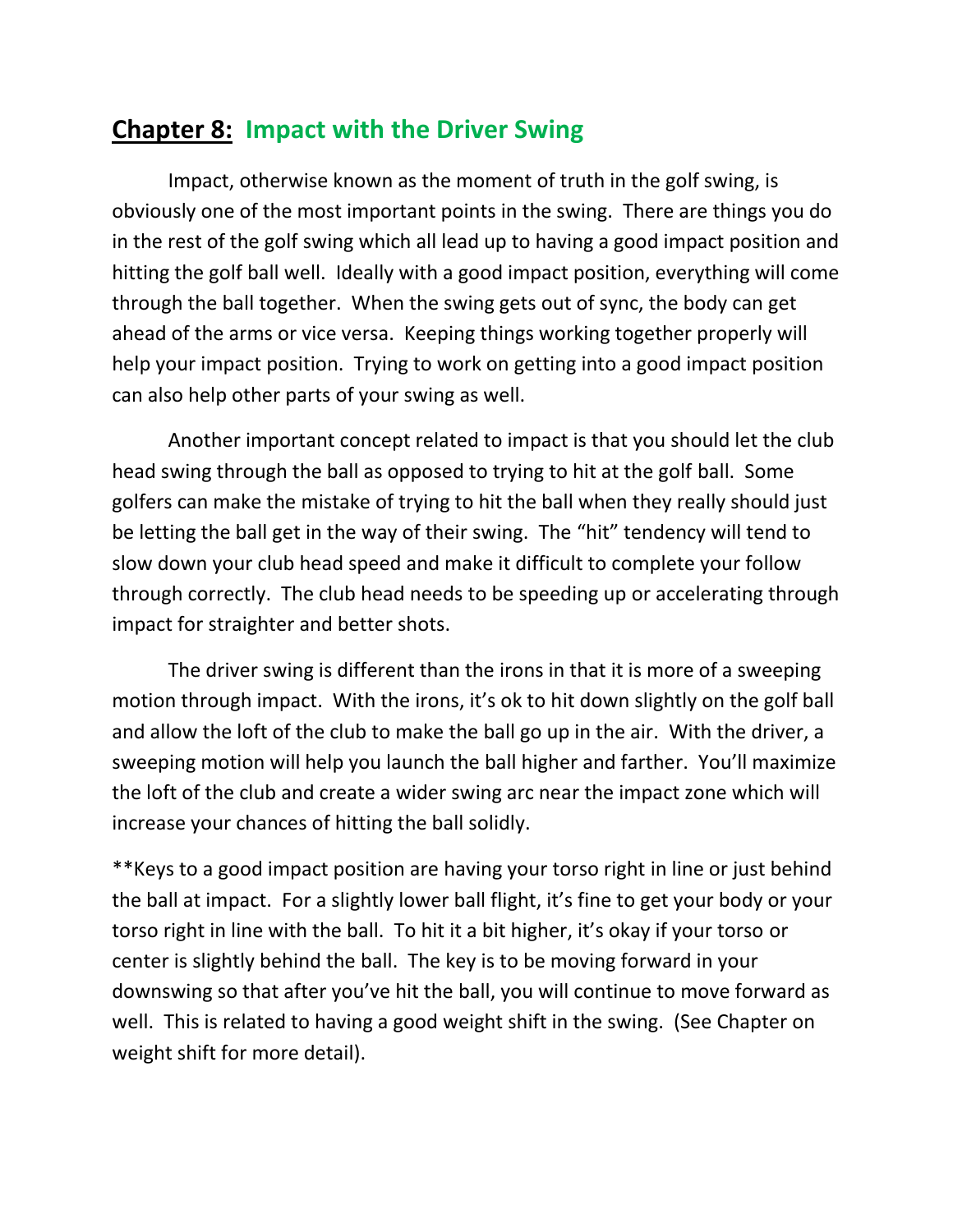## **Chapter 8:** Impact with the Driver Swing

Impact, otherwise known as the moment of truth in the golf swing, is obviously one of the most important points in the swing. There are things you do in the rest of the golf swing which all lead up to having a good impact position and hitting the golf ball well. Ideally with a good impact position, everything will come through the ball together. When the swing gets out of sync, the body can get ahead of the arms or vice versa. Keeping things working together properly will help your impact position. Trying to work on getting into a good impact position can also help other parts of your swing as well.

Another important concept related to impact is that you should let the club head swing through the ball as opposed to trying to hit at the golf ball. Some golfers can make the mistake of trying to hit the ball when they really should just be letting the ball get in the way of their swing. The "hit" tendency will tend to slow down your club head speed and make it difficult to complete your follow through correctly. The club head needs to be speeding up or accelerating through impact for straighter and better shots.

The driver swing is different than the irons in that it is more of a sweeping motion through impact. With the irons, it's ok to hit down slightly on the golf ball and allow the loft of the club to make the ball go up in the air. With the driver, a sweeping motion will help you launch the ball higher and farther. You'll maximize the loft of the club and create a wider swing arc near the impact zone which will increase your chances of hitting the ball solidly.

**Keys to a good impact position are having your torso right in line or just behind the ball at impact. For a slightly lower ball flight, it's fine to get your body or your torso right in line with the ball. To hit it a bit higher, it's okay if your torso or center is slightly behind the ball. The key is to be moving forward in your downswing so that after you've hit the ball, you will continue to move forward as well. This is related to having a good weight shift in the swing. (See Chapter on weight shift for more detail).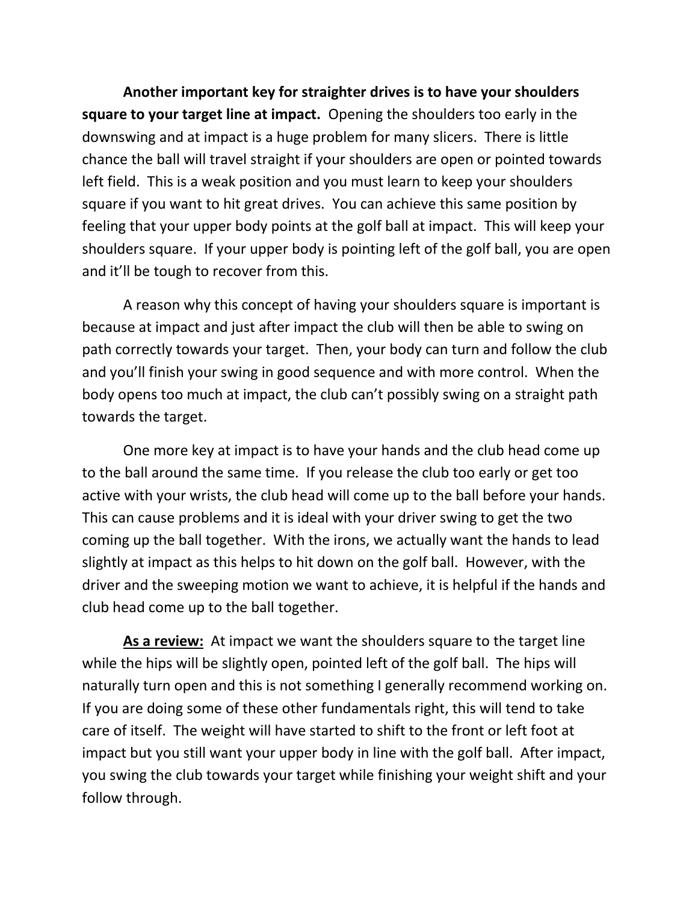**Another important key for straighter drives is to have your shoulders square to your target line at impact.** Opening the shoulders too early in the downswing and at impact is a huge problem for many slicers. There is little chance the ball will travel straight if your shoulders are open or pointed towards left field. This is a weak position and you must learn to keep your shoulders square if you want to hit great drives. You can achieve this same position by feeling that your upper body points at the golf ball at impact. This will keep your shoulders square. If your upper body is pointing left of the golf ball, you are open and it'll be tough to recover from this.

A reason why this concept of having your shoulders square is important is because at impact and just after impact the club will then be able to swing on path correctly towards your target. Then, your body can turn and follow the club and you'll finish your swing in good sequence and with more control. When the body opens too much at impact, the club can't possibly swing on a straight path towards the target.

One more key at impact is to have your hands and the club head come up to the ball around the same time. If you release the club too early or get too active with your wrists, the club head will come up to the ball before your hands. This can cause problems and it is ideal with your driver swing to get the two coming up the ball together. With the irons, we actually want the hands to lead slightly at impact as this helps to hit down on the golf ball. However, with the driver and the sweeping motion we want to achieve, it is helpful if the hands and club head come up to the ball together.

**<u>As a review:</u>** At impact we want the shoulders square to the target line while the hips will be slightly open, pointed left of the golf ball. The hips will naturally turn open and this is not something I generally recommend working on. If you are doing some of these other fundamentals right, this will tend to take care of itself. The weight will have started to shift to the front or left foot at impact but you still want your upper body in line with the golf ball. After impact, you swing the club towards your target while finishing your weight shift and your follow through.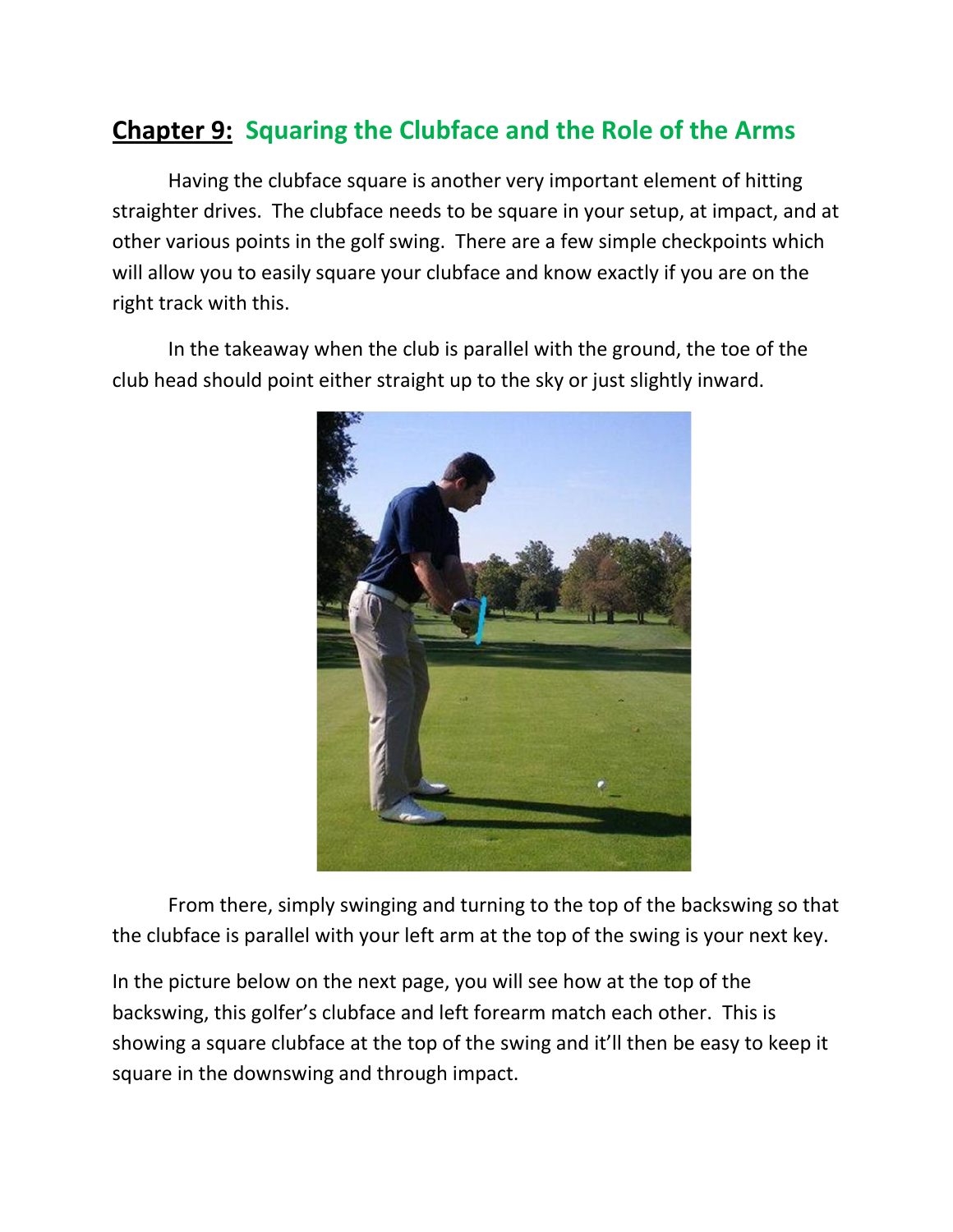## Chapter 9: Squaring the Clubface and the Role of the Arms

Having the clubface square is another very important element of hitting straighter drives. The clubface needs to be square in your setup, at impact, and at other various points in the golf swing. There are a few simple checkpoints which will allow you to easily square your clubface and know exactly if you are on the right track with this.

In the takeaway when the club is parallel with the ground, the toe of the club head should point either straight up to the sky or just slightly inward.

From there, simply swinging and turning to the top of the backswing so that the clubface is parallel with your left arm at the top of the swing is your next key.

In the picture below on the next page, you will see how at the top of the backswing, this golfer's clubface and left forearm match each other. This is showing a square clubface at the top of the swing and it'll then be easy to keep it square in the downswing and through impact.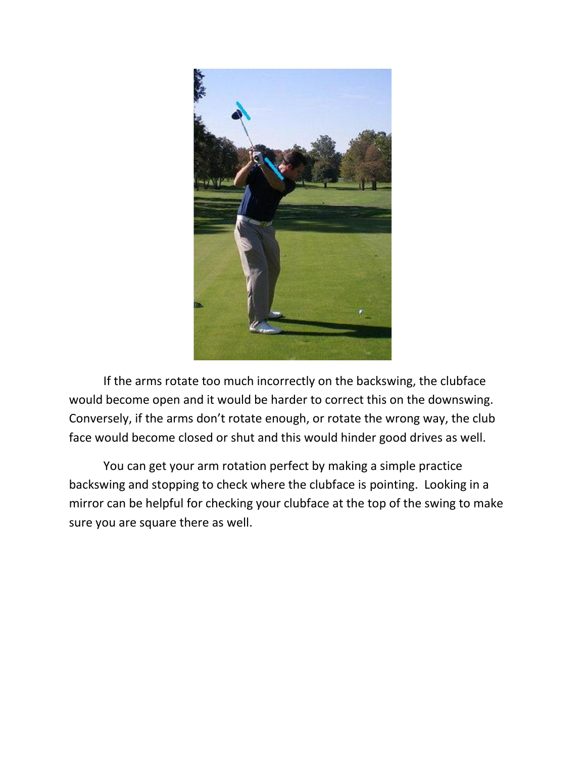If the arms rotate too much incorrectly on the backswing, the clubface would become open and it would be harder to correct this on the downswing. Conversely, if the arms don't rotate enough, or rotate the wrong way, the club face would become closed or shut and this would hinder good drives as well.

You can get your arm rotation perfect by making a simple practice backswing and stopping to check where the clubface is pointing. Looking in a mirror can be helpful for checking your clubface at the top of the swing to make sure you are square there as well.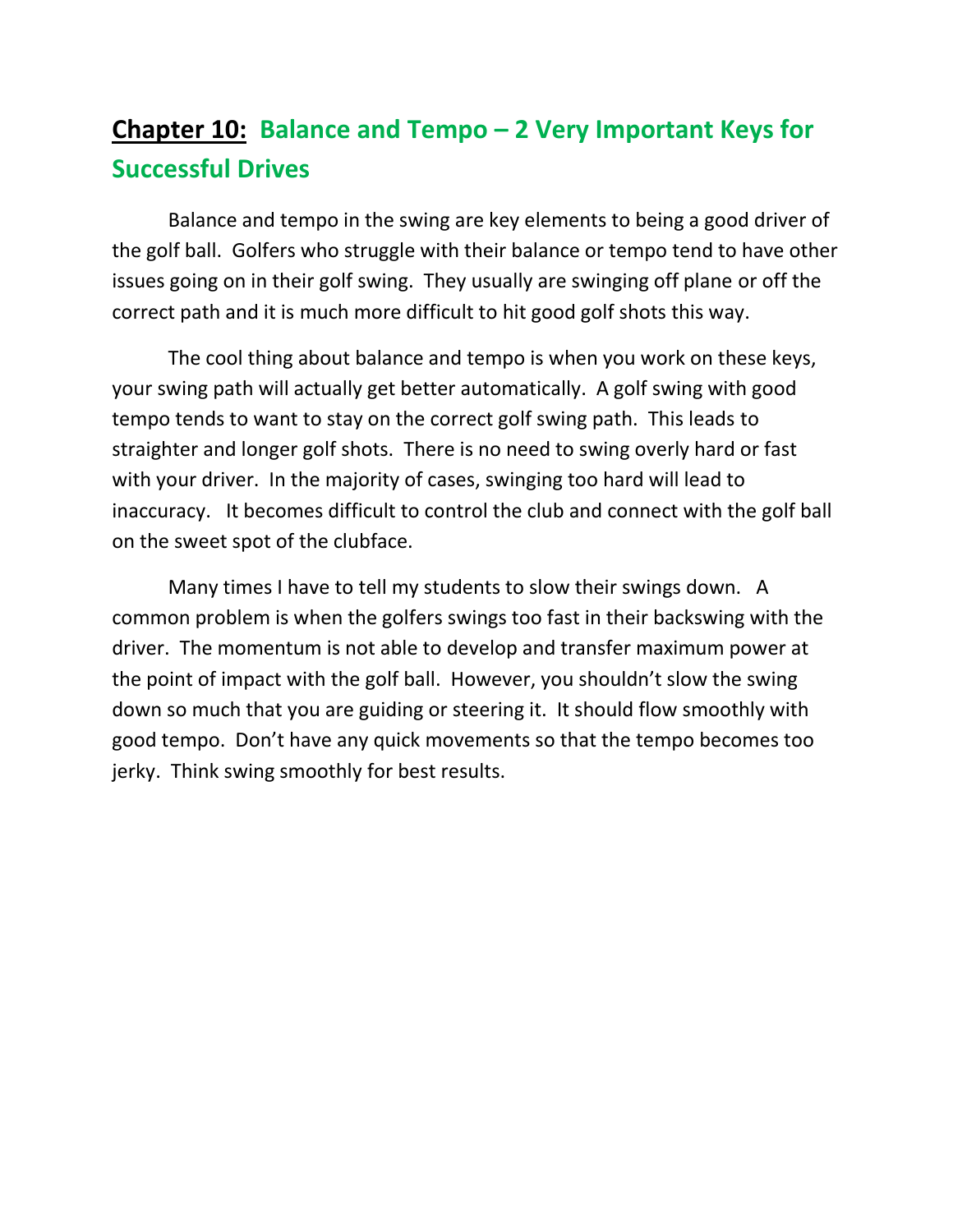## **Chapter 10:** Balance and Tempo – 2 Very Important Keys for Successful Drives

Balance and tempo in the swing are key elements to being a good driver of the golf ball. Golfers who struggle with their balance or tempo tend to have other issues going on in their golf swing. They usually are swinging off plane or off the correct path and it is much more difficult to hit good golf shots this way.

The cool thing about balance and tempo is when you work on these keys, your swing path will actually get better automatically. A golf swing with good tempo tends to want to stay on the correct golf swing path. This leads to straighter and longer golf shots. There is no need to swing overly hard or fast with your driver. In the majority of cases, swinging too hard will lead to inaccuracy. It becomes difficult to control the club and connect with the golf ball on the sweet spot of the clubface.

Many times I have to tell my students to slow their swings down. A common problem is when the golfers swings too fast in their backswing with the driver. The momentum is not able to develop and transfer maximum power at the point of impact with the golf ball. However, you shouldn't slow the swing down so much that you are guiding or steering it. It should flow smoothly with good tempo. Don't have any quick movements so that the tempo becomes too jerky. Think swing smoothly for best results.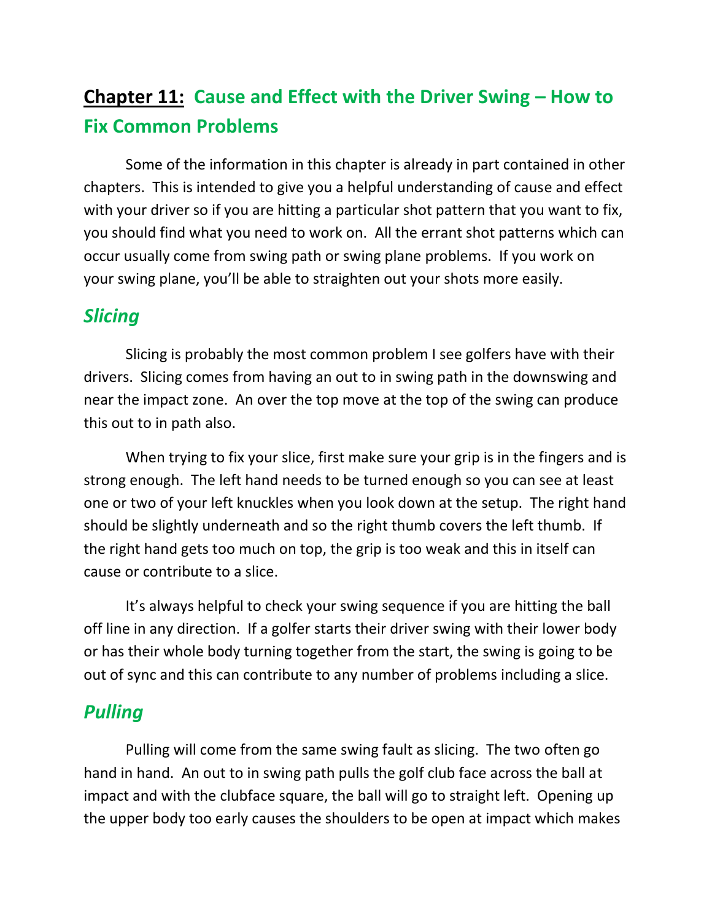## **Chapter 11:** Cause and Effect with the Driver Swing – How to Fix Common Problems

Some of the information in this chapter is already in part contained in other chapters. This is intended to give you a helpful understanding of cause and effect with your driver so if you are hitting a particular shot pattern that you want to fix, you should find what you need to work on. All the errant shot patterns which can occur usually come from swing path or swing plane problems. If you work on your swing plane, you'll be able to straighten out your shots more easily.

### *Slicing*

Slicing is probably the most common problem I see golfers have with their drivers. Slicing comes from having an out to in swing path in the downswing and near the impact zone. An over the top move at the top of the swing can produce this out to in path also.

When trying to fix your slice, first make sure your grip is in the fingers and is strong enough. The left hand needs to be turned enough so you can see at least one or two of your left knuckles when you look down at the setup. The right hand should be slightly underneath and so the right thumb covers the left thumb. If the right hand gets too much on top, the grip is too weak and this in itself can cause or contribute to a slice.

It's always helpful to check your swing sequence if you are hitting the ball off line in any direction. If a golfer starts their driver swing with their lower body or has their whole body turning together from the start, the swing is going to be out of sync and this can contribute to any number of problems including a slice.

### *Pulling*

Pulling will come from the same swing fault as slicing. The two often go hand in hand. An out to in swing path pulls the golf club face across the ball at impact and with the clubface square, the ball will go to straight left. Opening up the upper body too early causes the shoulders to be open at impact which makes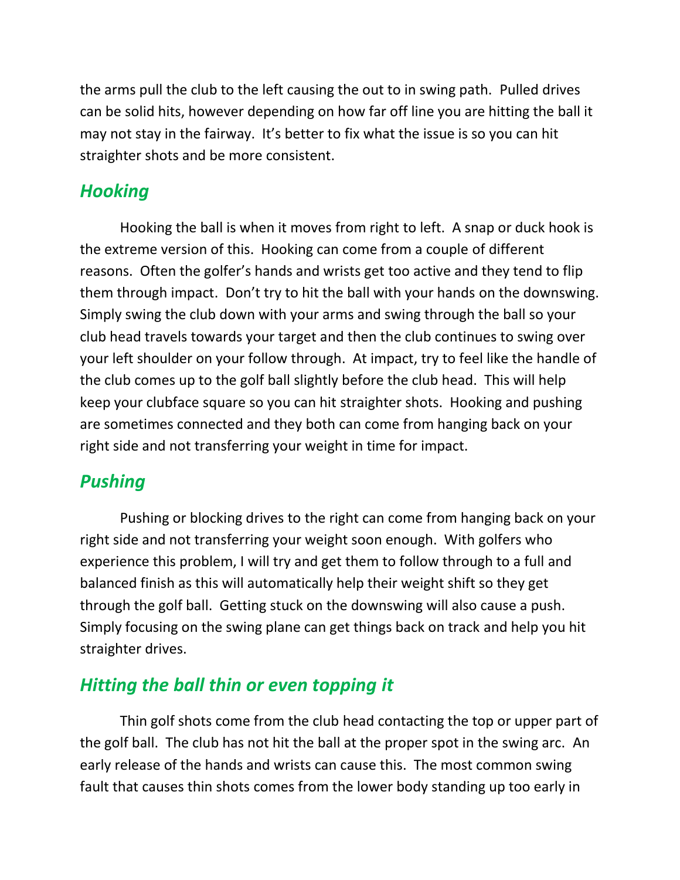the arms pull the club to the left causing the out to in swing path. Pulled drives can be solid hits, however depending on how far off line you are hitting the ball it may not stay in the fairway. It's better to fix what the issue is so you can hit straighter shots and be more consistent.

## *Hooking*

Hooking the ball is when it moves from right to left. A snap or duck hook is the extreme version of this. Hooking can come from a couple of different reasons. Often the golfer's hands and wrists get too active and they tend to flip them through impact. Don't try to hit the ball with your hands on the downswing. Simply swing the club down with your arms and swing through the ball so your club head travels towards your target and then the club continues to swing over your left shoulder on your follow through. At impact, try to feel like the handle of the club comes up to the golf ball slightly before the club head. This will help keep your clubface square so you can hit straighter shots. Hooking and pushing are sometimes connected and they both can come from hanging back on your right side and not transferring your weight in time for impact.

## *Pushing*

Pushing or blocking drives to the right can come from hanging back on your right side and not transferring your weight soon enough. With golfers who experience this problem, I will try and get them to follow through to a full and balanced finish as this will automatically help their weight shift so they get through the golf ball. Getting stuck on the downswing will also cause a push. Simply focusing on the swing plane can get things back on track and help you hit straighter drives.

## *Hitting the ball thin or even topping it*

Thin golf shots come from the club head contacting the top or upper part of the golf ball. The club has not hit the ball at the proper spot in the swing arc. An early release of the hands and wrists can cause this. The most common swing fault that causes thin shots comes from the lower body standing up too early in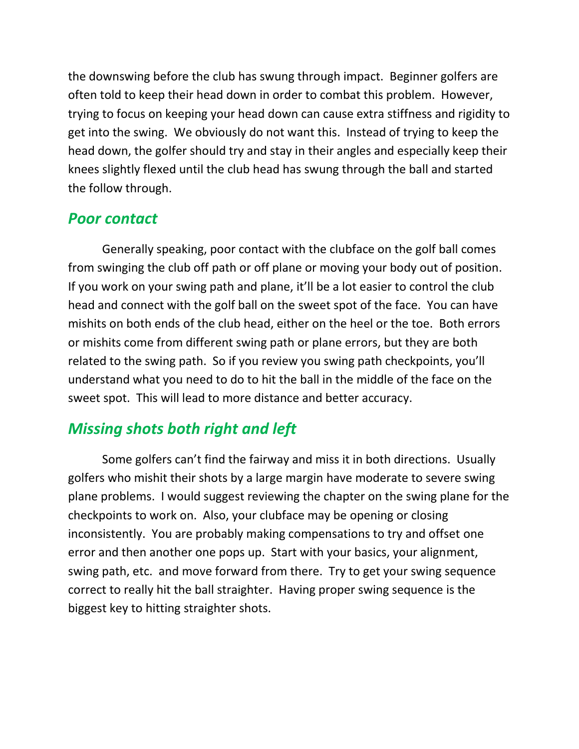the downswing before the club has swung through impact. Beginner golfers are often told to keep their head down in order to combat this problem. However, trying to focus on keeping your head down can cause extra stiffness and rigidity to get into the swing. We obviously do not want this. Instead of trying to keep the head down, the golfer should try and stay in their angles and especially keep their knees slightly flexed until the club head has swung through the ball and started the follow through.

## *Poor contact*

Generally speaking, poor contact with the clubface on the golf ball comes from swinging the club off path or off plane or moving your body out of position. If you work on your swing path and plane, it'll be a lot easier to control the club head and connect with the golf ball on the sweet spot of the face. You can have mishits on both ends of the club head, either on the heel or the toe. Both errors or mishits come from different swing path or plane errors, but they are both related to the swing path. So if you review you swing path checkpoints, you'll understand what you need to do to hit the ball in the middle of the face on the sweet spot. This will lead to more distance and better accuracy.

## *Missing shots both right and left*

Some golfers can't find the fairway and miss it in both directions. Usually golfers who mishit their shots by a large margin have moderate to severe swing plane problems. I would suggest reviewing the chapter on the swing plane for the checkpoints to work on. Also, your clubface may be opening or closing inconsistently. You are probably making compensations to try and offset one error and then another one pops up. Start with your basics, your alignment, swing path, etc. and move forward from there. Try to get your swing sequence correct to really hit the ball straighter. Having proper swing sequence is the biggest key to hitting straighter shots.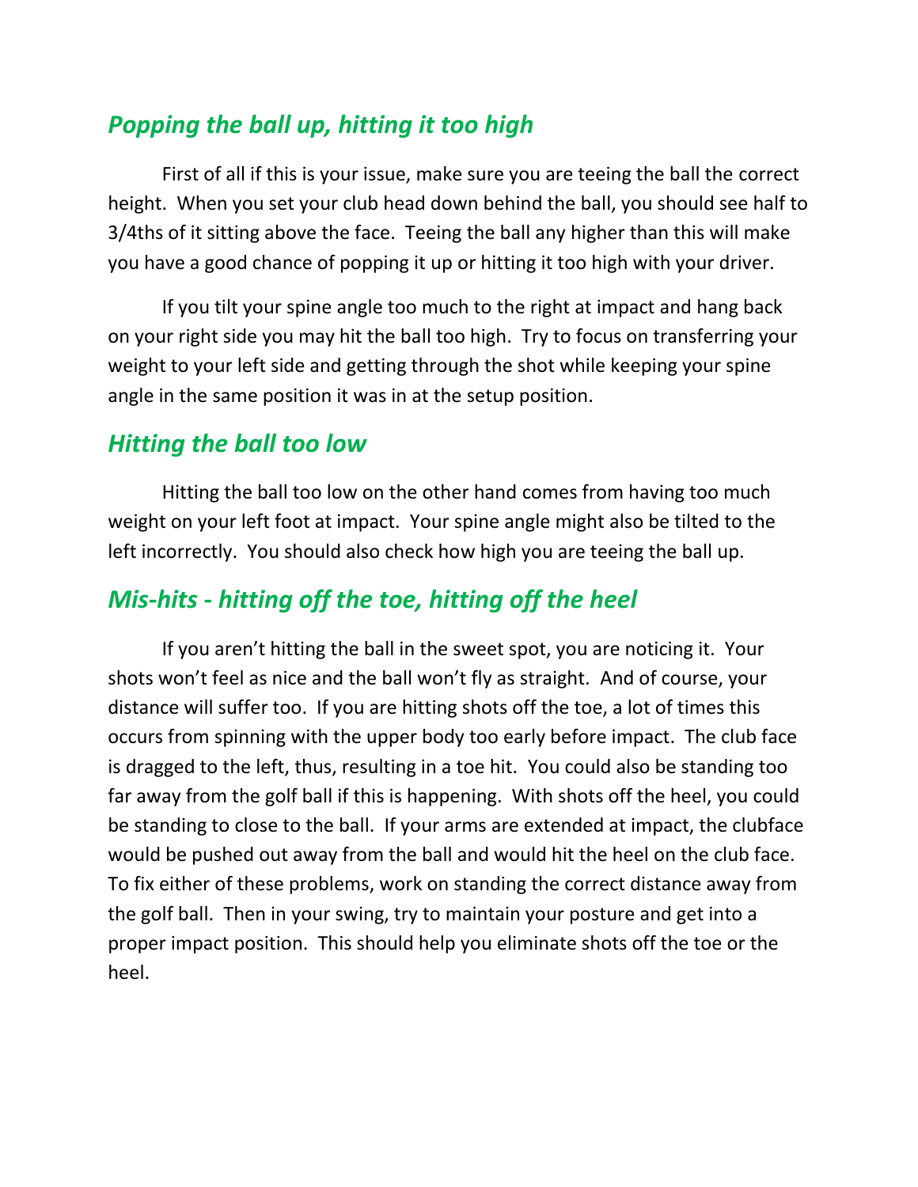## *Popping the ball up, hitting it too high*

First of all if this is your issue, make sure you are teeing the ball the correct height. When you set your club head down behind the ball, you should see half to 3/4ths of it sitting above the face. Teeing the ball any higher than this will make you have a good chance of popping it up or hitting it too high with your driver.

If you tilt your spine angle too much to the right at impact and hang back on your right side you may hit the ball too high. Try to focus on transferring your weight to your left side and getting through the shot while keeping your spine angle in the same position it was in at the setup position.

## *Hitting the ball too low*

Hitting the ball too low on the other hand comes from having too much weight on your left foot at impact. Your spine angle might also be tilted to the left incorrectly. You should also check how high you are teeing the ball up.

## *Mis-hits - hitting off the toe, hitting off the heel*

If you aren't hitting the ball in the sweet spot, you are noticing it. Your shots won't feel as nice and the ball won't fly as straight. And of course, your distance will suffer too. If you are hitting shots off the toe, a lot of times this occurs from spinning with the upper body too early before impact. The club face is dragged to the left, thus, resulting in a toe hit. You could also be standing too far away from the golf ball if this is happening. With shots off the heel, you could be standing to close to the ball. If your arms are extended at impact, the clubface would be pushed out away from the ball and would hit the heel on the club face. To fix either of these problems, work on standing the correct distance away from the golf ball. Then in your swing, try to maintain your posture and get into a proper impact position. This should help you eliminate shots off the toe or the heel.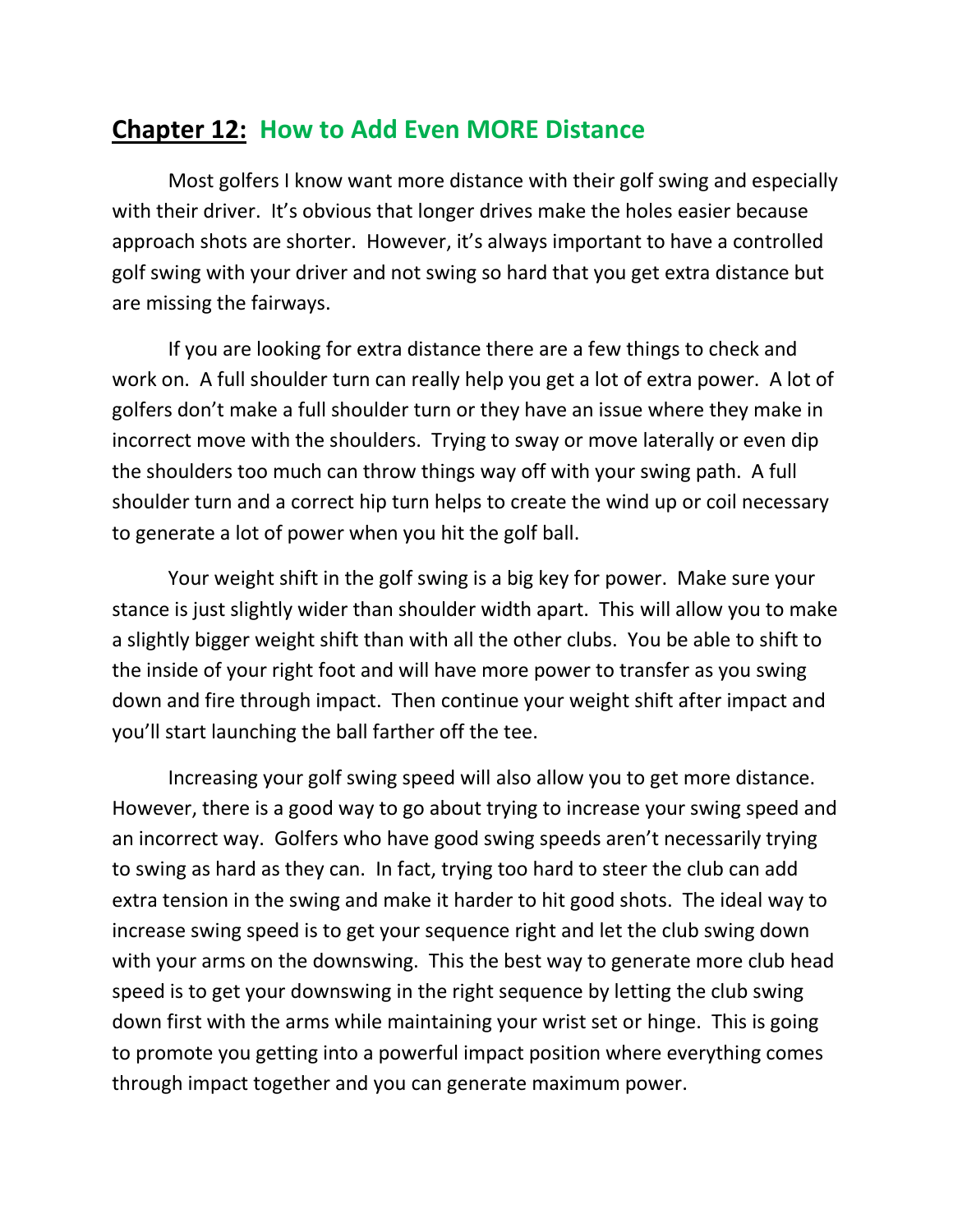## **Chapter 12:** How to Add Even MORE Distance

Most golfers I know want more distance with their golf swing and especially with their driver. It's obvious that longer drives make the holes easier because approach shots are shorter. However, it's always important to have a controlled golf swing with your driver and not swing so hard that you get extra distance but are missing the fairways.

If you are looking for extra distance there are a few things to check and work on. A full shoulder turn can really help you get a lot of extra power. A lot of golfers don't make a full shoulder turn or they have an issue where they make in incorrect move with the shoulders. Trying to sway or move laterally or even dip the shoulders too much can throw things way off with your swing path. A full shoulder turn and a correct hip turn helps to create the wind up or coil necessary to generate a lot of power when you hit the golf ball.

Your weight shift in the golf swing is a big key for power. Make sure your stance is just slightly wider than shoulder width apart. This will allow you to make a slightly bigger weight shift than with all the other clubs. You be able to shift to the inside of your right foot and will have more power to transfer as you swing down and fire through impact. Then continue your weight shift after impact and you'll start launching the ball farther off the tee.

Increasing your golf swing speed will also allow you to get more distance. However, there is a good way to go about trying to increase your swing speed and an incorrect way. Golfers who have good swing speeds aren't necessarily trying to swing as hard as they can. In fact, trying too hard to steer the club can add extra tension in the swing and make it harder to hit good shots. The ideal way to increase swing speed is to get your sequence right and let the club swing down with your arms on the downswing. This the best way to generate more club head speed is to get your downswing in the right sequence by letting the club swing down first with the arms while maintaining your wrist set or hinge. This is going to promote you getting into a powerful impact position where everything comes through impact together and you can generate maximum power.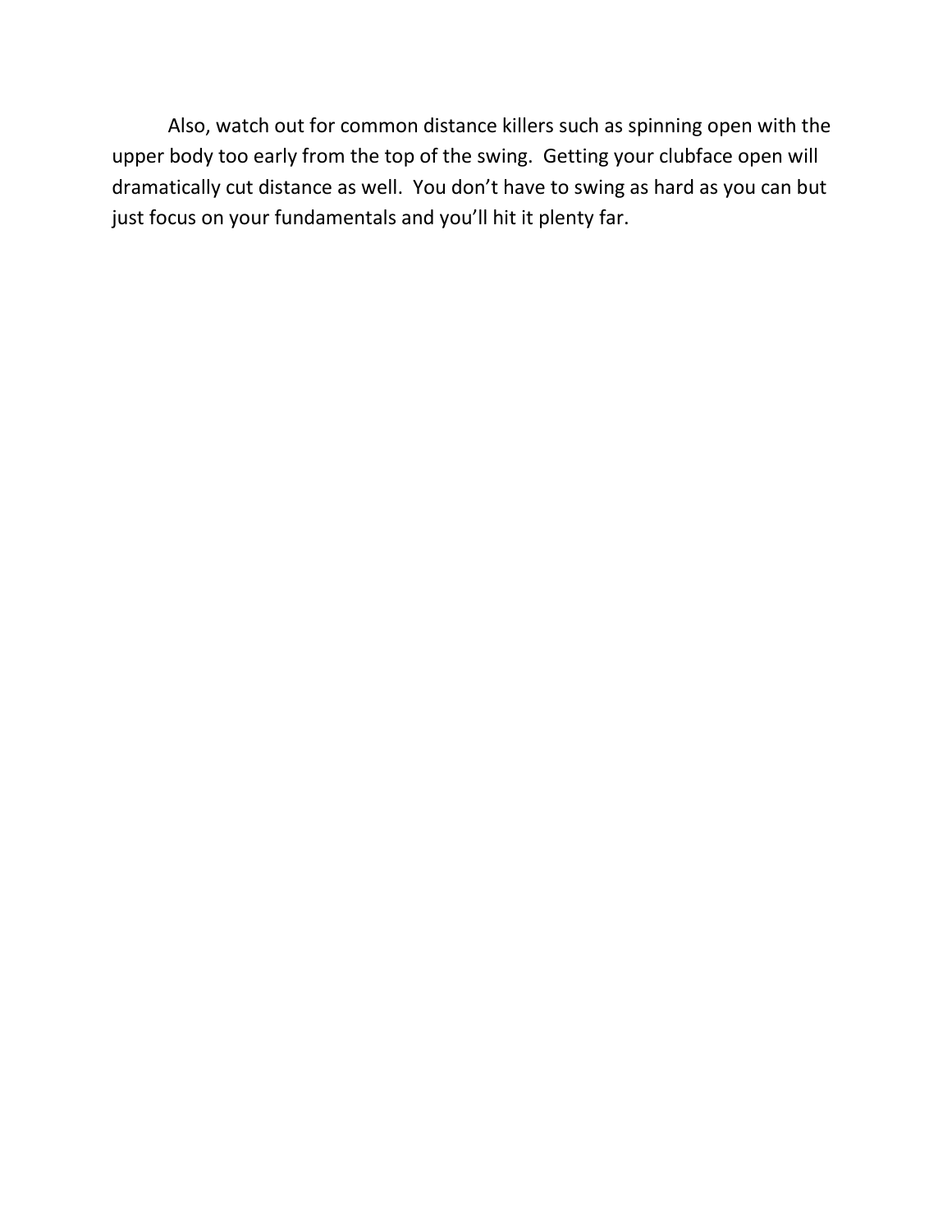Also, watch out for common distance killers such as spinning open with the upper body too early from the top of the swing.  Getting your clubface open will dramatically cut distance as well.  You don't have to swing as hard as you can but just focus on your fundamentals and you'll hit it plenty far.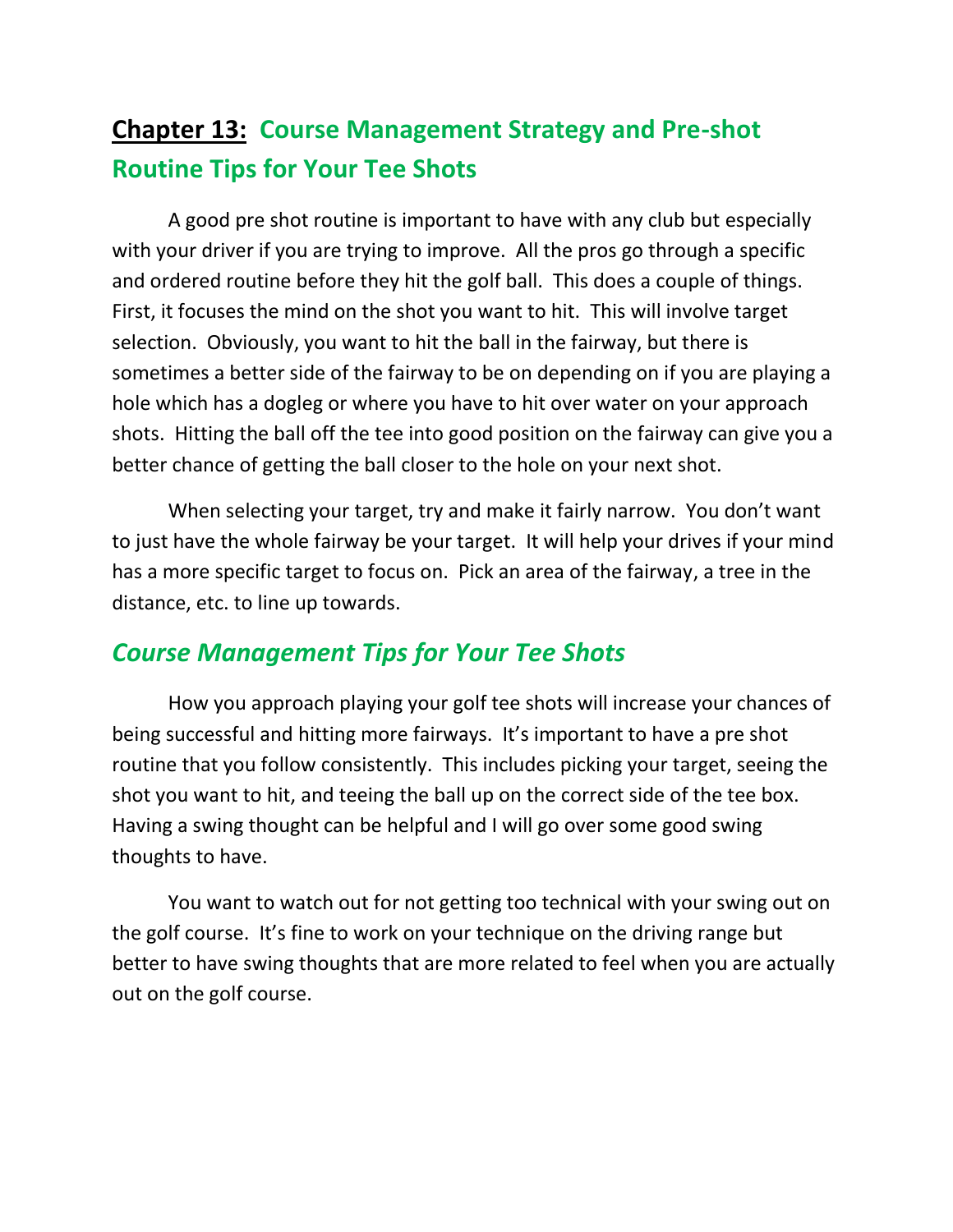# **<u>Chapter 13:</u>** **Course Management Strategy and Pre-shot Routine Tips for Your Tee Shots**

A good pre shot routine is important to have with any club but especially with your driver if you are trying to improve. All the pros go through a specific and ordered routine before they hit the golf ball. This does a couple of things. First, it focuses the mind on the shot you want to hit. This will involve target selection. Obviously, you want to hit the ball in the fairway, but there is sometimes a better side of the fairway to be on depending on if you are playing a hole which has a dogleg or where you have to hit over water on your approach shots. Hitting the ball off the tee into good position on the fairway can give you a better chance of getting the ball closer to the hole on your next shot.

When selecting your target, try and make it fairly narrow. You don't want to just have the whole fairway be your target. It will help your drives if your mind has a more specific target to focus on. Pick an area of the fairway, a tree in the distance, etc. to line up towards.

## ***Course Management Tips for Your Tee Shots***

How you approach playing your golf tee shots will increase your chances of being successful and hitting more fairways. It's important to have a pre shot routine that you follow consistently. This includes picking your target, seeing the shot you want to hit, and teeing the ball up on the correct side of the tee box. Having a swing thought can be helpful and I will go over some good swing thoughts to have.

You want to watch out for not getting too technical with your swing out on the golf course. It's fine to work on your technique on the driving range but better to have swing thoughts that are more related to feel when you are actually out on the golf course.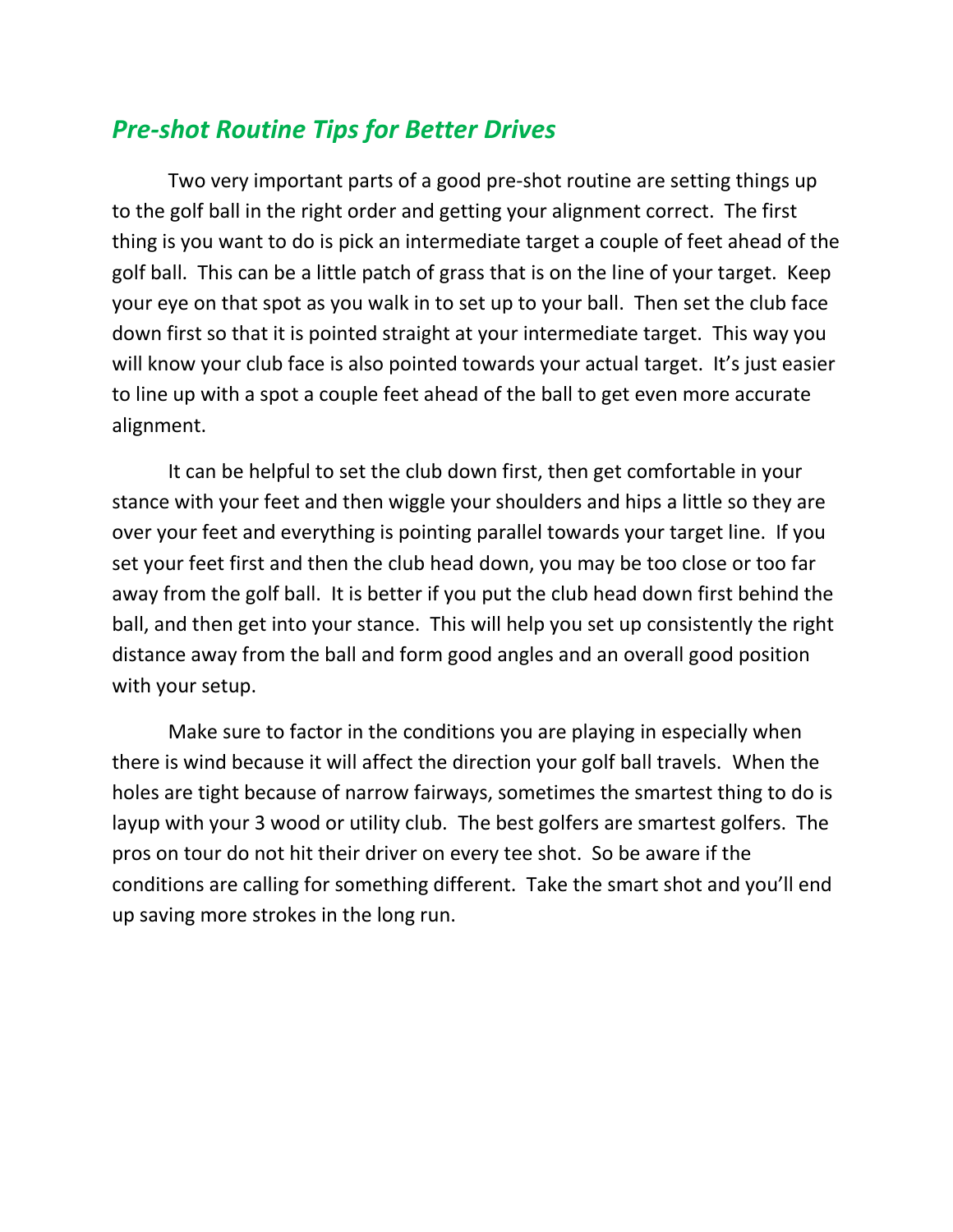## *Pre-shot Routine Tips for Better Drives*

Two very important parts of a good pre-shot routine are setting things up to the golf ball in the right order and getting your alignment correct. The first thing is you want to do is pick an intermediate target a couple of feet ahead of the golf ball. This can be a little patch of grass that is on the line of your target. Keep your eye on that spot as you walk in to set up to your ball. Then set the club face down first so that it is pointed straight at your intermediate target. This way you will know your club face is also pointed towards your actual target. It's just easier to line up with a spot a couple feet ahead of the ball to get even more accurate alignment.

It can be helpful to set the club down first, then get comfortable in your stance with your feet and then wiggle your shoulders and hips a little so they are over your feet and everything is pointing parallel towards your target line. If you set your feet first and then the club head down, you may be too close or too far away from the golf ball. It is better if you put the club head down first behind the ball, and then get into your stance. This will help you set up consistently the right distance away from the ball and form good angles and an overall good position with your setup.

Make sure to factor in the conditions you are playing in especially when there is wind because it will affect the direction your golf ball travels. When the holes are tight because of narrow fairways, sometimes the smartest thing to do is layup with your 3 wood or utility club. The best golfers are smartest golfers. The pros on tour do not hit their driver on every tee shot. So be aware if the conditions are calling for something different. Take the smart shot and you'll end up saving more strokes in the long run.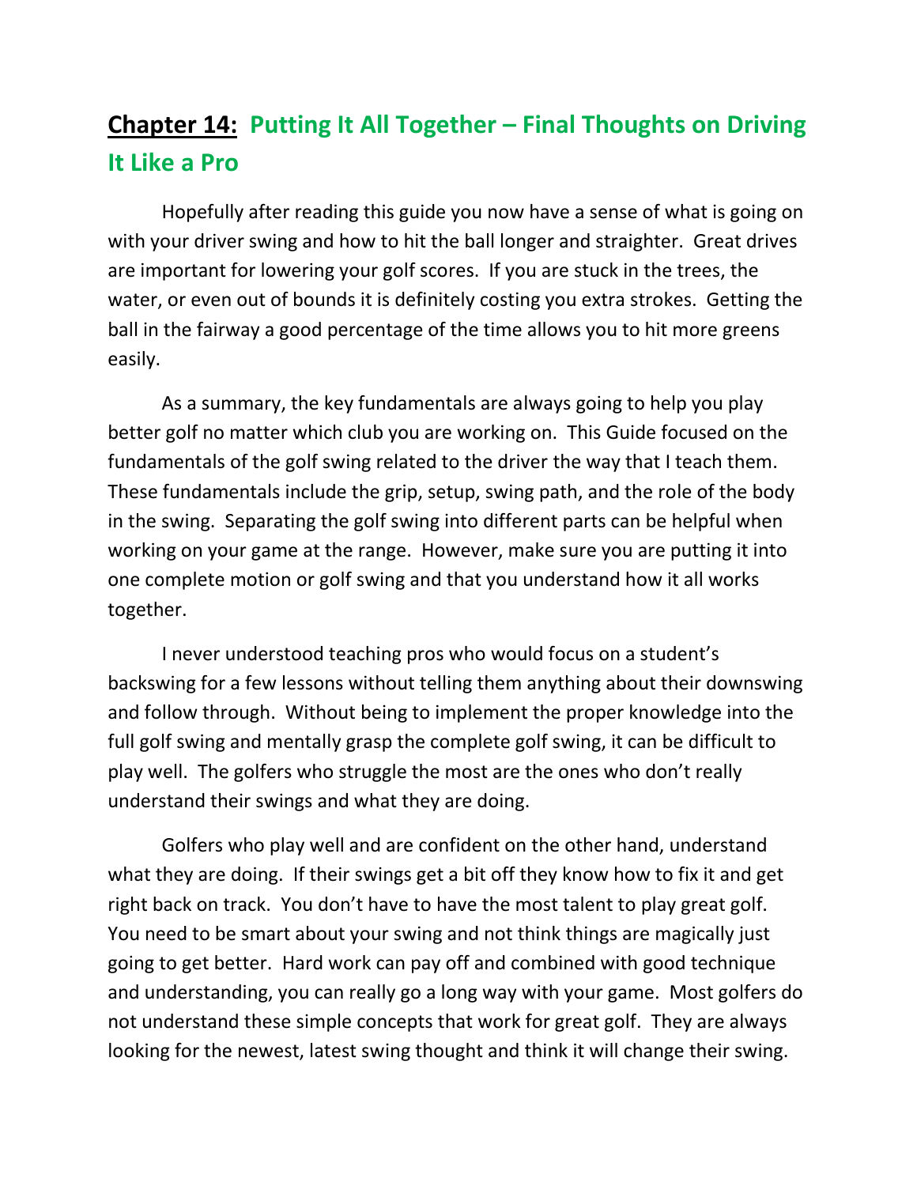## **Chapter 14:** Putting It All Together – Final Thoughts on Driving It Like a Pro

Hopefully after reading this guide you now have a sense of what is going on with your driver swing and how to hit the ball longer and straighter. Great drives are important for lowering your golf scores. If you are stuck in the trees, the water, or even out of bounds it is definitely costing you extra strokes. Getting the ball in the fairway a good percentage of the time allows you to hit more greens easily.

As a summary, the key fundamentals are always going to help you play better golf no matter which club you are working on. This Guide focused on the fundamentals of the golf swing related to the driver the way that I teach them. These fundamentals include the grip, setup, swing path, and the role of the body in the swing. Separating the golf swing into different parts can be helpful when working on your game at the range. However, make sure you are putting it into one complete motion or golf swing and that you understand how it all works together.

I never understood teaching pros who would focus on a student's backswing for a few lessons without telling them anything about their downswing and follow through. Without being to implement the proper knowledge into the full golf swing and mentally grasp the complete golf swing, it can be difficult to play well. The golfers who struggle the most are the ones who don't really understand their swings and what they are doing.

Golfers who play well and are confident on the other hand, understand what they are doing. If their swings get a bit off they know how to fix it and get right back on track. You don't have to have the most talent to play great golf. You need to be smart about your swing and not think things are magically just going to get better. Hard work can pay off and combined with good technique and understanding, you can really go a long way with your game. Most golfers do not understand these simple concepts that work for great golf. They are always looking for the newest, latest swing thought and think it will change their swing.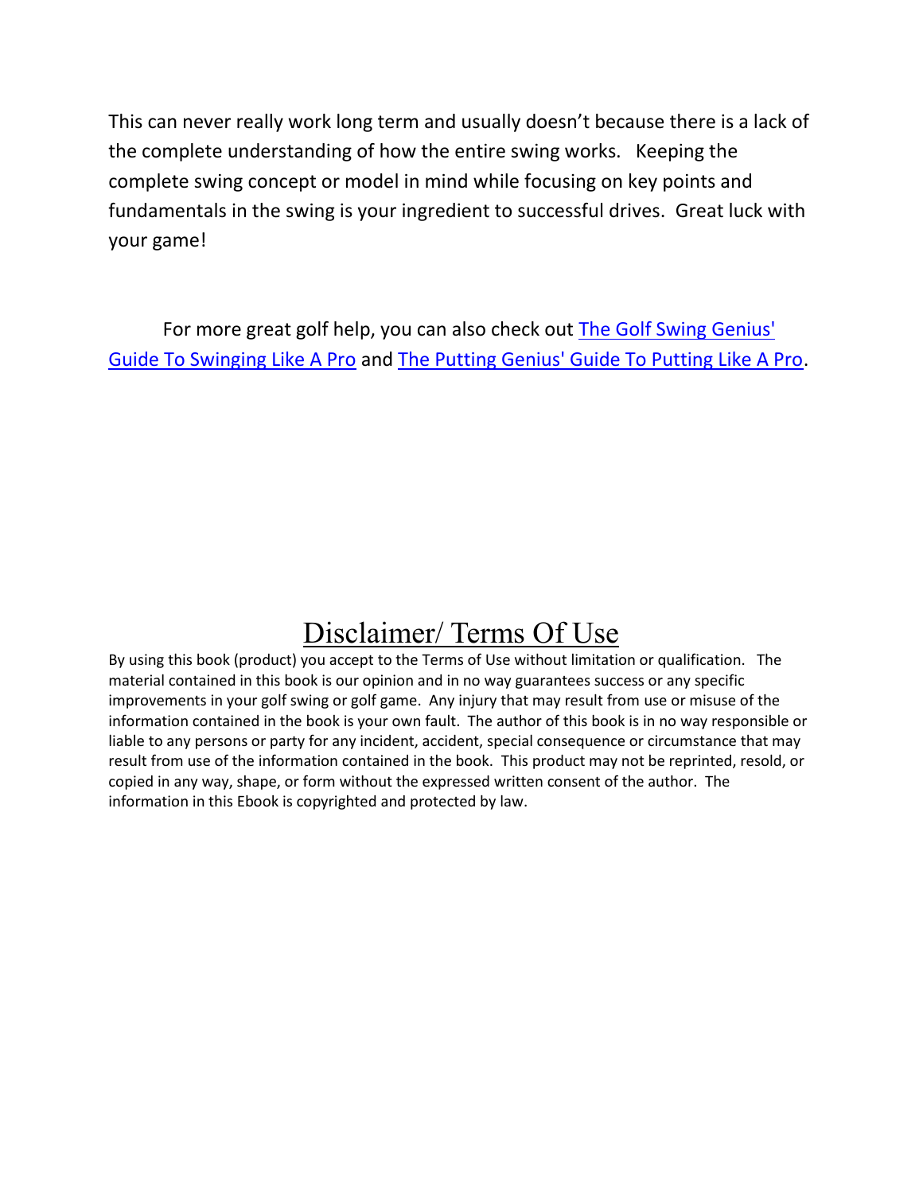This can never really work long term and usually doesn't because there is a lack of the complete understanding of how the entire swing works. Keeping the complete swing concept or model in mind while focusing on key points and fundamentals in the swing is your ingredient to successful drives. Great luck with your game!

For more great golf help, you can also check out The Golf Swing Genius' Guide To Swinging Like A Pro and The Putting Genius' Guide To Putting Like A Pro.

## Disclaimer/ Terms Of Use

By using this book (product) you accept to the Terms of Use without limitation or qualification. The material contained in this book is our opinion and in no way guarantees success or any specific improvements in your golf swing or golf game. Any injury that may result from use or misuse of the information contained in the book is your own fault. The author of this book is in no way responsible or liable to any persons or party for any incident, accident, special consequence or circumstance that may result from use of the information contained in the book. This product may not be reprinted, resold, or copied in any way, shape, or form without the expressed written consent of the author. The information in this Ebook is copyrighted and protected by law.